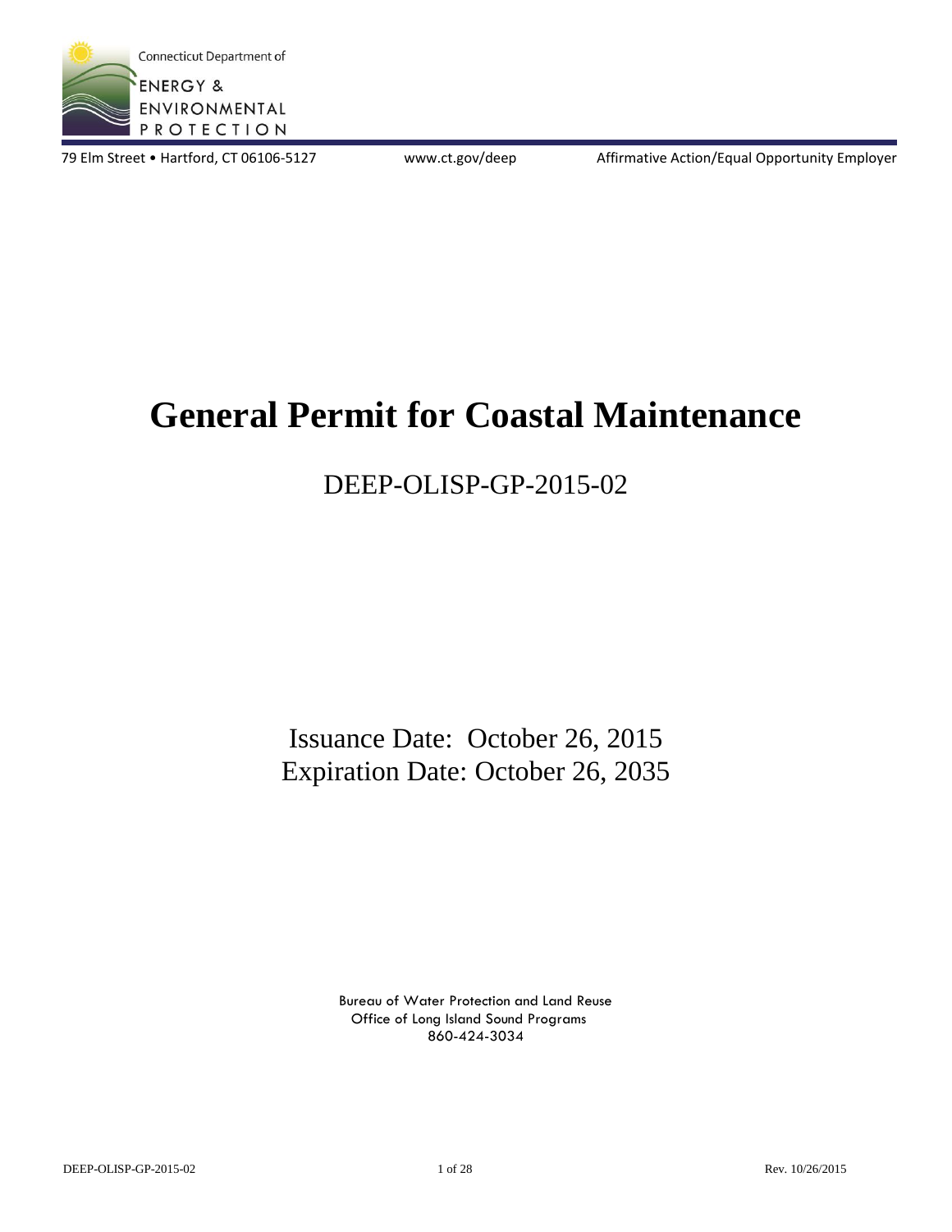Connecticut Department of

ENERGY & ENVIRONMENTAL PROTECTION

79 Elm Street • Hartford, CT 06106-5127 www.ct.gov/deep Affirmative Action/Equal Opportunity Employer

# General Permit for Coastal Maintenance

## DEEP-OLISP-GP-2015-02

Issuance Date: October 26, 2015
Expiration Date: October 26, 2035

Bureau of Water Protection and Land Reuse
Office of Long Island Sound Programs
860-424-3034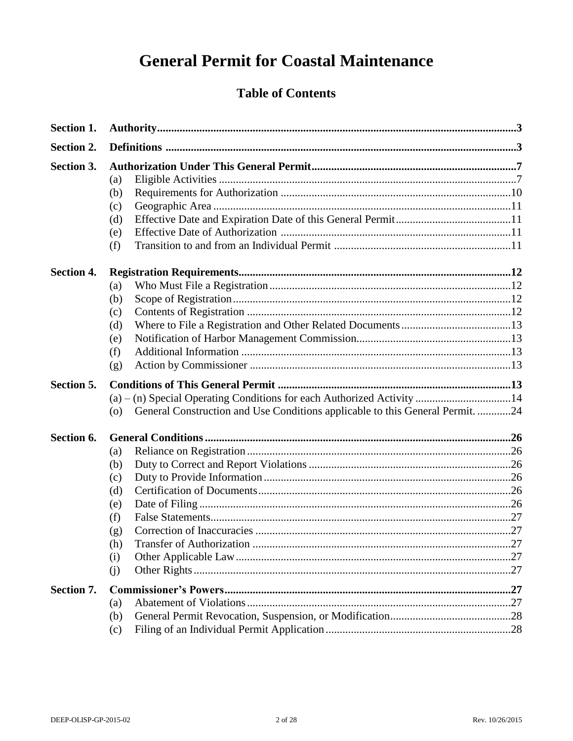# General Permit for Coastal Maintenance

## Table of Contents

**Section 1. Authority** ... 3

**Section 2. Definitions** ... 3

**Section 3. Authorization Under This General Permit** ... 7
- (a) Eligible Activities ... 7
- (b) Requirements for Authorization ... 10
- (c) Geographic Area ... 11
- (d) Effective Date and Expiration Date of this General Permit ... 11
- (e) Effective Date of Authorization ... 11
- (f) Transition to and from an Individual Permit ... 11

**Section 4. Registration Requirements** ... 12
- (a) Who Must File a Registration ... 12
- (b) Scope of Registration ... 12
- (c) Contents of Registration ... 12
- (d) Where to File a Registration and Other Related Documents ... 13
- (e) Notification of Harbor Management Commission ... 13
- (f) Additional Information ... 13
- (g) Action by Commissioner ... 13

**Section 5. Conditions of This General Permit** ... 13
- (a) – (n) Special Operating Conditions for each Authorized Activity ... 14
- (o) General Construction and Use Conditions applicable to this General Permit. ... 24

**Section 6. General Conditions** ... 26
- (a) Reliance on Registration ... 26
- (b) Duty to Correct and Report Violations ... 26
- (c) Duty to Provide Information ... 26
- (d) Certification of Documents ... 26
- (e) Date of Filing ... 26
- (f) False Statements ... 27
- (g) Correction of Inaccuracies ... 27
- (h) Transfer of Authorization ... 27
- (i) Other Applicable Law ... 27
- (j) Other Rights ... 27

**Section 7. Commissioner's Powers** ... 27
- (a) Abatement of Violations ... 27
- (b) General Permit Revocation, Suspension, or Modification ... 28
- (c) Filing of an Individual Permit Application ... 28

DEEP-OLISP-GP-2015-02 Rev. 10/26/2015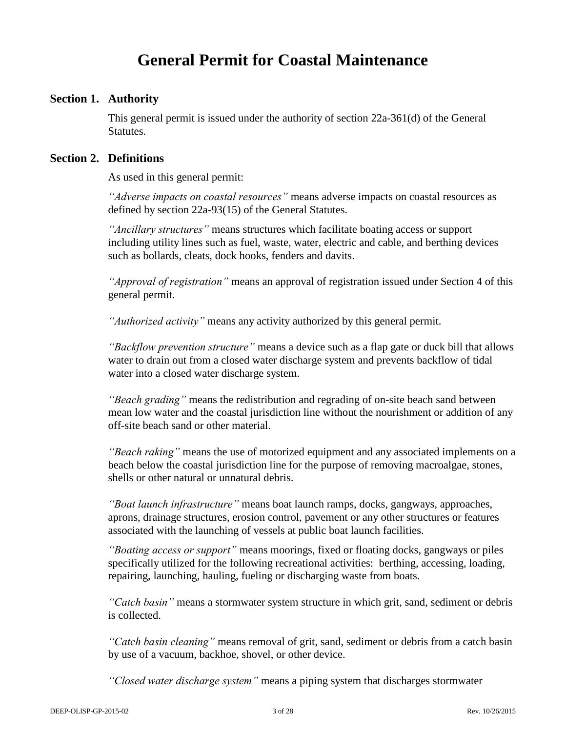# General Permit for Coastal Maintenance

## Section 1. Authority

This general permit is issued under the authority of section 22a-361(d) of the General Statutes.

## Section 2. Definitions

As used in this general permit:

*"Adverse impacts on coastal resources"* means adverse impacts on coastal resources as defined by section 22a-93(15) of the General Statutes.

*"Ancillary structures"* means structures which facilitate boating access or support including utility lines such as fuel, waste, water, electric and cable, and berthing devices such as bollards, cleats, dock hooks, fenders and davits.

*"Approval of registration"* means an approval of registration issued under Section 4 of this general permit.

*"Authorized activity"* means any activity authorized by this general permit.

*"Backflow prevention structure"* means a device such as a flap gate or duck bill that allows water to drain out from a closed water discharge system and prevents backflow of tidal water into a closed water discharge system.

*"Beach grading"* means the redistribution and regrading of on-site beach sand between mean low water and the coastal jurisdiction line without the nourishment or addition of any off-site beach sand or other material.

*"Beach raking"* means the use of motorized equipment and any associated implements on a beach below the coastal jurisdiction line for the purpose of removing macroalgae, stones, shells or other natural or unnatural debris.

*"Boat launch infrastructure"* means boat launch ramps, docks, gangways, approaches, aprons, drainage structures, erosion control, pavement or any other structures or features associated with the launching of vessels at public boat launch facilities.

*"Boating access or support"* means moorings, fixed or floating docks, gangways or piles specifically utilized for the following recreational activities: berthing, accessing, loading, repairing, launching, hauling, fueling or discharging waste from boats.

*"Catch basin"* means a stormwater system structure in which grit, sand, sediment or debris is collected.

*"Catch basin cleaning"* means removal of grit, sand, sediment or debris from a catch basin by use of a vacuum, backhoe, shovel, or other device.

*"Closed water discharge system"* means a piping system that discharges stormwater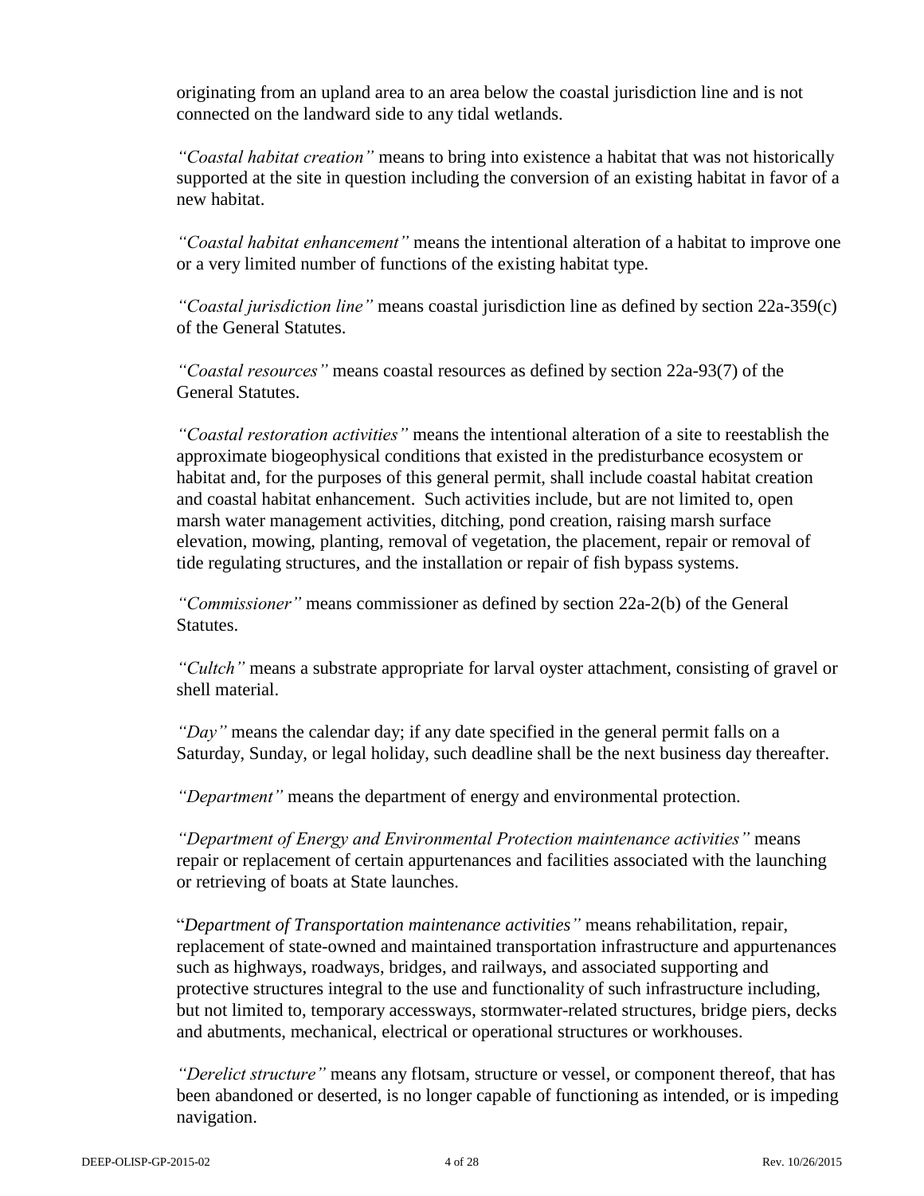originating from an upland area to an area below the coastal jurisdiction line and is not connected on the landward side to any tidal wetlands.

*"Coastal habitat creation"* means to bring into existence a habitat that was not historically supported at the site in question including the conversion of an existing habitat in favor of a new habitat.

*"Coastal habitat enhancement"* means the intentional alteration of a habitat to improve one or a very limited number of functions of the existing habitat type.

*"Coastal jurisdiction line"* means coastal jurisdiction line as defined by section 22a-359(c) of the General Statutes.

*"Coastal resources"* means coastal resources as defined by section 22a-93(7) of the General Statutes.

*"Coastal restoration activities"* means the intentional alteration of a site to reestablish the approximate biogeophysical conditions that existed in the predisturbance ecosystem or habitat and, for the purposes of this general permit, shall include coastal habitat creation and coastal habitat enhancement. Such activities include, but are not limited to, open marsh water management activities, ditching, pond creation, raising marsh surface elevation, mowing, planting, removal of vegetation, the placement, repair or removal of tide regulating structures, and the installation or repair of fish bypass systems.

*"Commissioner"* means commissioner as defined by section 22a-2(b) of the General Statutes.

*"Cultch"* means a substrate appropriate for larval oyster attachment, consisting of gravel or shell material.

*"Day"* means the calendar day; if any date specified in the general permit falls on a Saturday, Sunday, or legal holiday, such deadline shall be the next business day thereafter.

*"Department"* means the department of energy and environmental protection.

*"Department of Energy and Environmental Protection maintenance activities"* means repair or replacement of certain appurtenances and facilities associated with the launching or retrieving of boats at State launches.

"*Department of Transportation maintenance activities"* means rehabilitation, repair, replacement of state-owned and maintained transportation infrastructure and appurtenances such as highways, roadways, bridges, and railways, and associated supporting and protective structures integral to the use and functionality of such infrastructure including, but not limited to, temporary accessways, stormwater-related structures, bridge piers, decks and abutments, mechanical, electrical or operational structures or workhouses.

*"Derelict structure"* means any flotsam, structure or vessel, or component thereof, that has been abandoned or deserted, is no longer capable of functioning as intended, or is impeding navigation.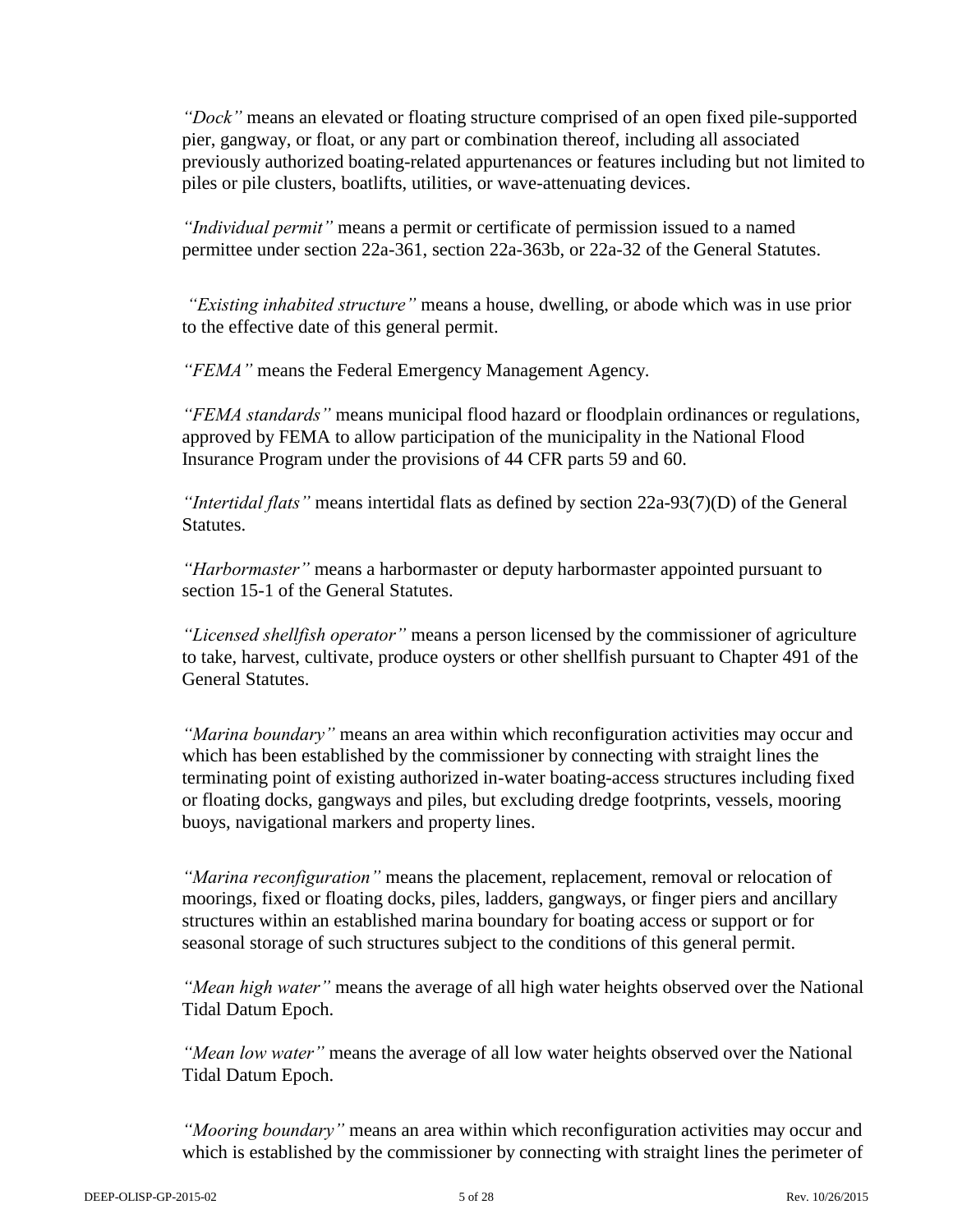*"Dock"* means an elevated or floating structure comprised of an open fixed pile-supported pier, gangway, or float, or any part or combination thereof, including all associated previously authorized boating-related appurtenances or features including but not limited to piles or pile clusters, boatlifts, utilities, or wave-attenuating devices.

*"Individual permit"* means a permit or certificate of permission issued to a named permittee under section 22a-361, section 22a-363b, or 22a-32 of the General Statutes.

*"Existing inhabited structure"* means a house, dwelling, or abode which was in use prior to the effective date of this general permit.

*"FEMA"* means the Federal Emergency Management Agency.

*"FEMA standards"* means municipal flood hazard or floodplain ordinances or regulations, approved by FEMA to allow participation of the municipality in the National Flood Insurance Program under the provisions of 44 CFR parts 59 and 60.

*"Intertidal flats"* means intertidal flats as defined by section 22a-93(7)(D) of the General Statutes.

*"Harbormaster"* means a harbormaster or deputy harbormaster appointed pursuant to section 15-1 of the General Statutes.

*"Licensed shellfish operator"* means a person licensed by the commissioner of agriculture to take, harvest, cultivate, produce oysters or other shellfish pursuant to Chapter 491 of the General Statutes.

*"Marina boundary"* means an area within which reconfiguration activities may occur and which has been established by the commissioner by connecting with straight lines the terminating point of existing authorized in-water boating-access structures including fixed or floating docks, gangways and piles, but excluding dredge footprints, vessels, mooring buoys, navigational markers and property lines.

*"Marina reconfiguration"* means the placement, replacement, removal or relocation of moorings, fixed or floating docks, piles, ladders, gangways, or finger piers and ancillary structures within an established marina boundary for boating access or support or for seasonal storage of such structures subject to the conditions of this general permit.

*"Mean high water"* means the average of all high water heights observed over the National Tidal Datum Epoch.

*"Mean low water"* means the average of all low water heights observed over the National Tidal Datum Epoch.

*"Mooring boundary"* means an area within which reconfiguration activities may occur and which is established by the commissioner by connecting with straight lines the perimeter of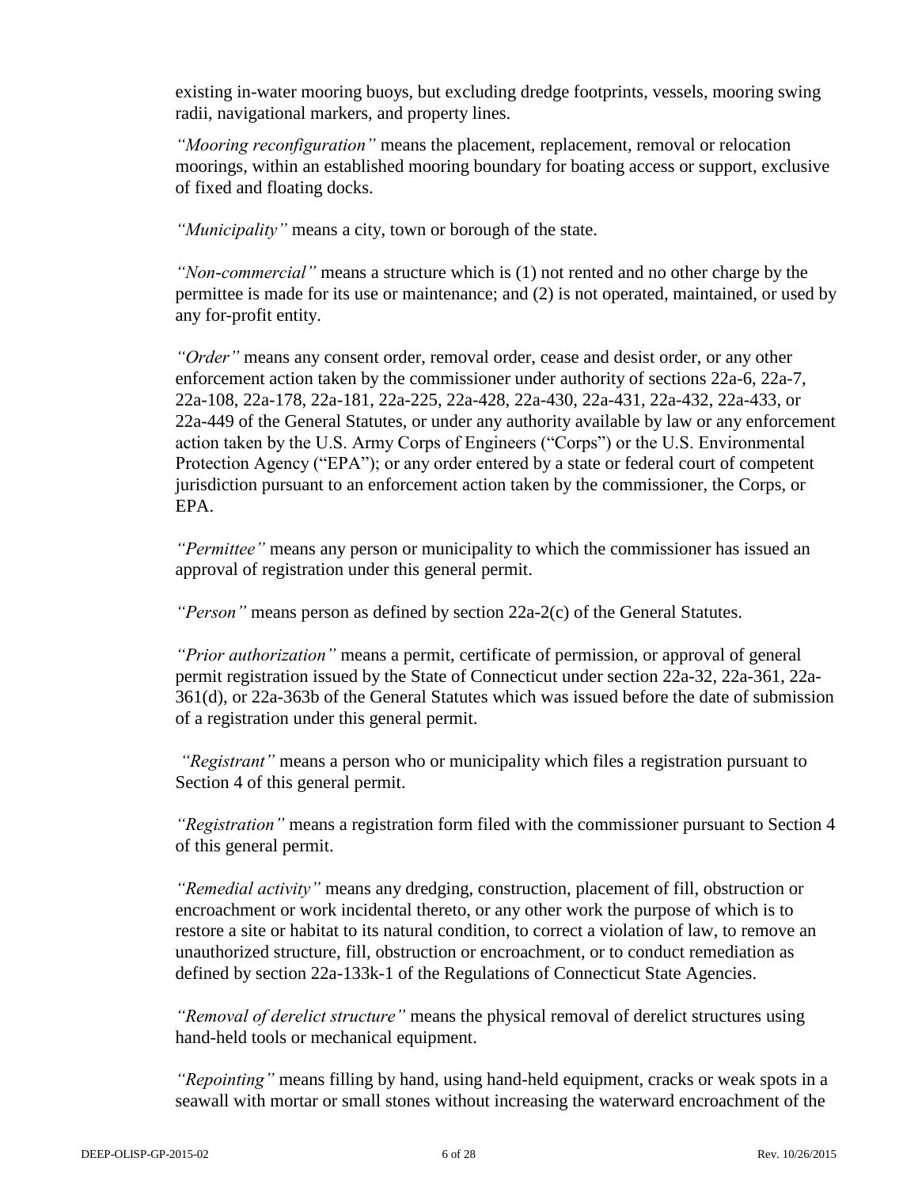existing in-water mooring buoys, but excluding dredge footprints, vessels, mooring swing radii, navigational markers, and property lines.

*"Mooring reconfiguration"* means the placement, replacement, removal or relocation moorings, within an established mooring boundary for boating access or support, exclusive of fixed and floating docks.

*"Municipality"* means a city, town or borough of the state.

*"Non-commercial"* means a structure which is (1) not rented and no other charge by the permittee is made for its use or maintenance; and (2) is not operated, maintained, or used by any for-profit entity.

*"Order"* means any consent order, removal order, cease and desist order, or any other enforcement action taken by the commissioner under authority of sections 22a-6, 22a-7, 22a-108, 22a-178, 22a-181, 22a-225, 22a-428, 22a-430, 22a-431, 22a-432, 22a-433, or 22a-449 of the General Statutes, or under any authority available by law or any enforcement action taken by the U.S. Army Corps of Engineers ("Corps") or the U.S. Environmental Protection Agency ("EPA"); or any order entered by a state or federal court of competent jurisdiction pursuant to an enforcement action taken by the commissioner, the Corps, or EPA.

*"Permittee"* means any person or municipality to which the commissioner has issued an approval of registration under this general permit.

*"Person"* means person as defined by section 22a-2(c) of the General Statutes.

*"Prior authorization"* means a permit, certificate of permission, or approval of general permit registration issued by the State of Connecticut under section 22a-32, 22a-361, 22a-361(d), or 22a-363b of the General Statutes which was issued before the date of submission of a registration under this general permit.

*"Registrant"* means a person who or municipality which files a registration pursuant to Section 4 of this general permit.

*"Registration"* means a registration form filed with the commissioner pursuant to Section 4 of this general permit.

*"Remedial activity"* means any dredging, construction, placement of fill, obstruction or encroachment or work incidental thereto, or any other work the purpose of which is to restore a site or habitat to its natural condition, to correct a violation of law, to remove an unauthorized structure, fill, obstruction or encroachment, or to conduct remediation as defined by section 22a-133k-1 of the Regulations of Connecticut State Agencies.

*"Removal of derelict structure"* means the physical removal of derelict structures using hand-held tools or mechanical equipment.

*"Repointing"* means filling by hand, using hand-held equipment, cracks or weak spots in a seawall with mortar or small stones without increasing the waterward encroachment of the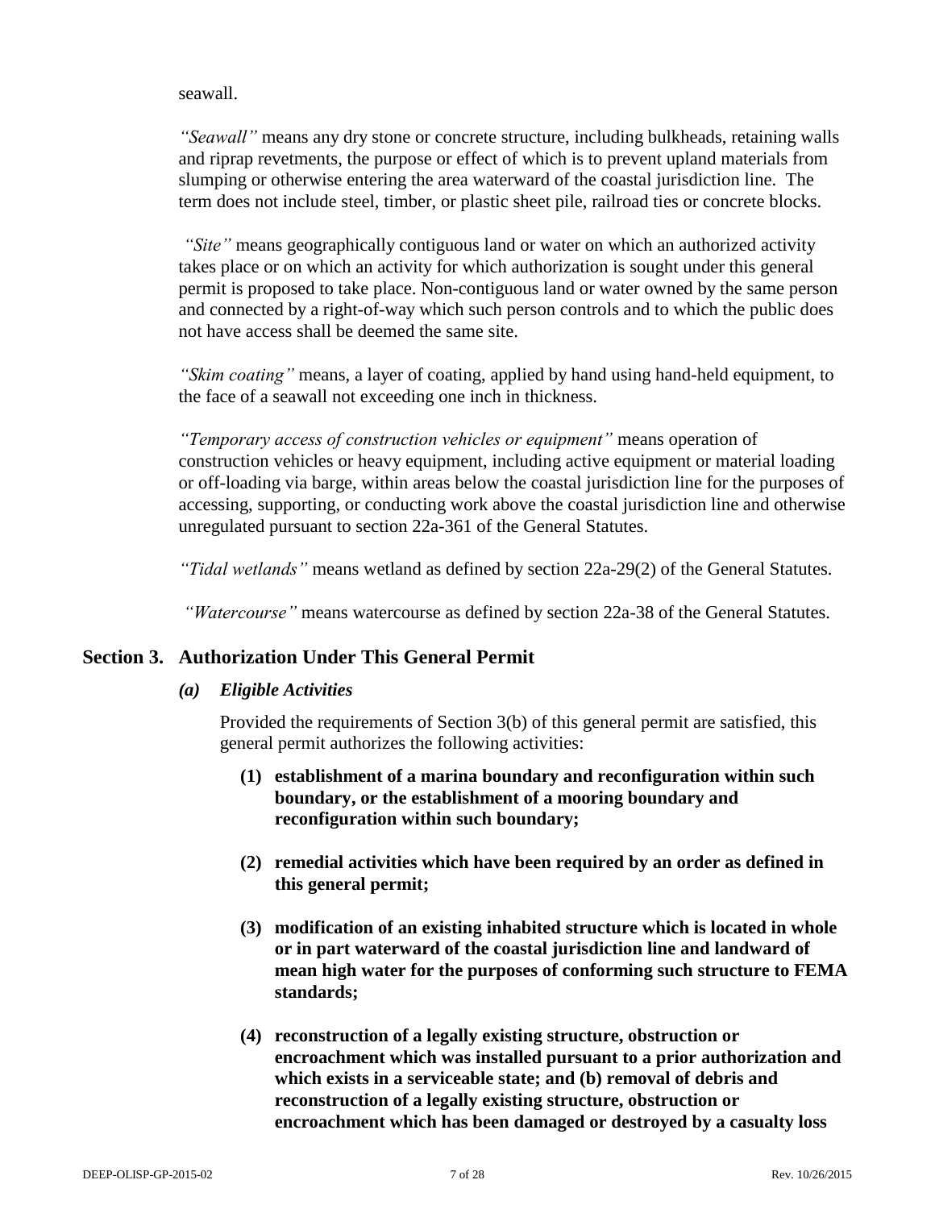seawall.

*"Seawall"* means any dry stone or concrete structure, including bulkheads, retaining walls and riprap revetments, the purpose or effect of which is to prevent upland materials from slumping or otherwise entering the area waterward of the coastal jurisdiction line. The term does not include steel, timber, or plastic sheet pile, railroad ties or concrete blocks.

*"Site"* means geographically contiguous land or water on which an authorized activity takes place or on which an activity for which authorization is sought under this general permit is proposed to take place. Non-contiguous land or water owned by the same person and connected by a right-of-way which such person controls and to which the public does not have access shall be deemed the same site.

*"Skim coating"* means, a layer of coating, applied by hand using hand-held equipment, to the face of a seawall not exceeding one inch in thickness.

*"Temporary access of construction vehicles or equipment"* means operation of construction vehicles or heavy equipment, including active equipment or material loading or off-loading via barge, within areas below the coastal jurisdiction line for the purposes of accessing, supporting, or conducting work above the coastal jurisdiction line and otherwise unregulated pursuant to section 22a-361 of the General Statutes.

*"Tidal wetlands"* means wetland as defined by section 22a-29(2) of the General Statutes.

*"Watercourse"* means watercourse as defined by section 22a-38 of the General Statutes.

## Section 3. Authorization Under This General Permit

### *(a) Eligible Activities*

Provided the requirements of Section 3(b) of this general permit are satisfied, this general permit authorizes the following activities:

**(1) establishment of a marina boundary and reconfiguration within such boundary, or the establishment of a mooring boundary and reconfiguration within such boundary;**

**(2) remedial activities which have been required by an order as defined in this general permit;**

**(3) modification of an existing inhabited structure which is located in whole or in part waterward of the coastal jurisdiction line and landward of mean high water for the purposes of conforming such structure to FEMA standards;**

**(4) reconstruction of a legally existing structure, obstruction or encroachment which was installed pursuant to a prior authorization and which exists in a serviceable state; and (b) removal of debris and reconstruction of a legally existing structure, obstruction or encroachment which has been damaged or destroyed by a casualty loss**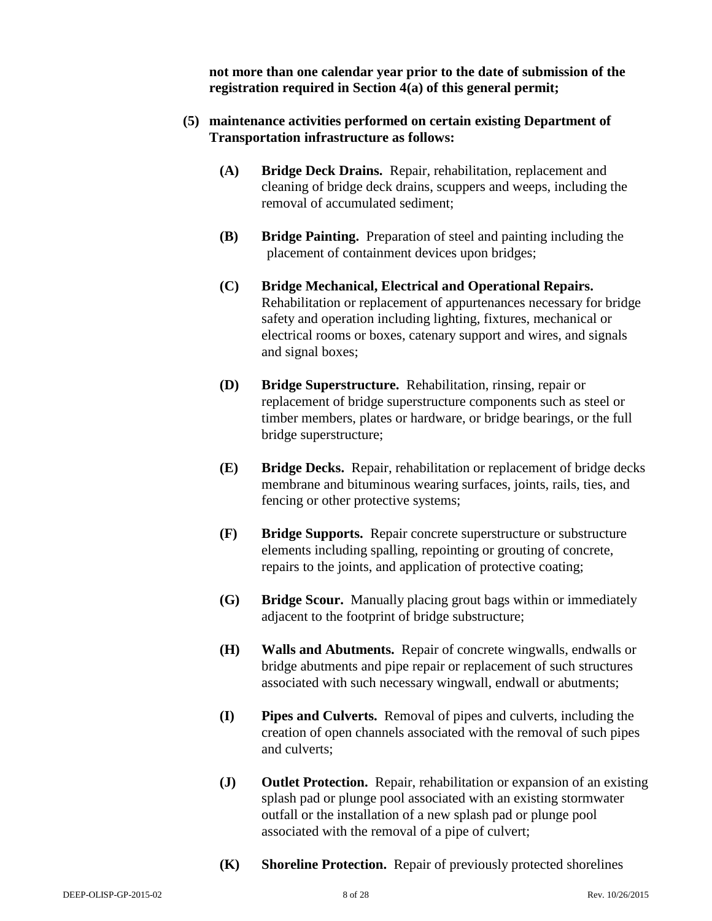**not more than one calendar year prior to the date of submission of the registration required in Section 4(a) of this general permit;**

**(5) maintenance activities performed on certain existing Department of Transportation infrastructure as follows:**

**(A)** **Bridge Deck Drains.** Repair, rehabilitation, replacement and cleaning of bridge deck drains, scuppers and weeps, including the removal of accumulated sediment;

**(B)** **Bridge Painting.** Preparation of steel and painting including the placement of containment devices upon bridges;

**(C)** **Bridge Mechanical, Electrical and Operational Repairs.** Rehabilitation or replacement of appurtenances necessary for bridge safety and operation including lighting, fixtures, mechanical or electrical rooms or boxes, catenary support and wires, and signals and signal boxes;

**(D)** **Bridge Superstructure.** Rehabilitation, rinsing, repair or replacement of bridge superstructure components such as steel or timber members, plates or hardware, or bridge bearings, or the full bridge superstructure;

**(E)** **Bridge Decks.** Repair, rehabilitation or replacement of bridge decks membrane and bituminous wearing surfaces, joints, rails, ties, and fencing or other protective systems;

**(F)** **Bridge Supports.** Repair concrete superstructure or substructure elements including spalling, repointing or grouting of concrete, repairs to the joints, and application of protective coating;

**(G)** **Bridge Scour.** Manually placing grout bags within or immediately adjacent to the footprint of bridge substructure;

**(H)** **Walls and Abutments.** Repair of concrete wingwalls, endwalls or bridge abutments and pipe repair or replacement of such structures associated with such necessary wingwall, endwall or abutments;

**(I)** **Pipes and Culverts.** Removal of pipes and culverts, including the creation of open channels associated with the removal of such pipes and culverts;

**(J)** **Outlet Protection.** Repair, rehabilitation or expansion of an existing splash pad or plunge pool associated with an existing stormwater outfall or the installation of a new splash pad or plunge pool associated with the removal of a pipe of culvert;

**(K)** **Shoreline Protection.** Repair of previously protected shorelines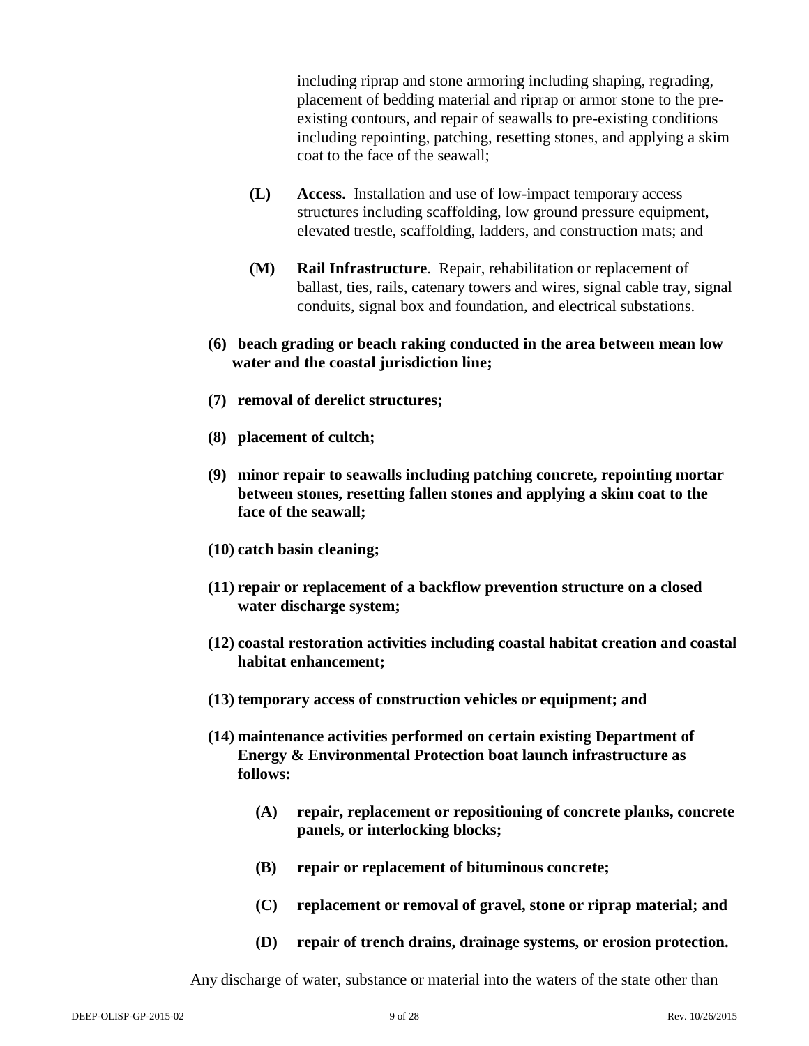including riprap and stone armoring including shaping, regrading, placement of bedding material and riprap or armor stone to the pre-existing contours, and repair of seawalls to pre-existing conditions including repointing, patching, resetting stones, and applying a skim coat to the face of the seawall;

(L) **Access.** Installation and use of low-impact temporary access structures including scaffolding, low ground pressure equipment, elevated trestle, scaffolding, ladders, and construction mats; and

(M) **Rail Infrastructure**. Repair, rehabilitation or replacement of ballast, ties, rails, catenary towers and wires, signal cable tray, signal conduits, signal box and foundation, and electrical substations.

**(6) beach grading or beach raking conducted in the area between mean low water and the coastal jurisdiction line;**

**(7) removal of derelict structures;**

**(8) placement of cultch;**

**(9) minor repair to seawalls including patching concrete, repointing mortar between stones, resetting fallen stones and applying a skim coat to the face of the seawall;**

**(10) catch basin cleaning;**

**(11) repair or replacement of a backflow prevention structure on a closed water discharge system;**

**(12) coastal restoration activities including coastal habitat creation and coastal habitat enhancement;**

**(13) temporary access of construction vehicles or equipment; and**

**(14) maintenance activities performed on certain existing Department of Energy & Environmental Protection boat launch infrastructure as follows:**

**(A) repair, replacement or repositioning of concrete planks, concrete panels, or interlocking blocks;**

**(B) repair or replacement of bituminous concrete;**

**(C) replacement or removal of gravel, stone or riprap material; and**

**(D) repair of trench drains, drainage systems, or erosion protection.**

Any discharge of water, substance or material into the waters of the state other than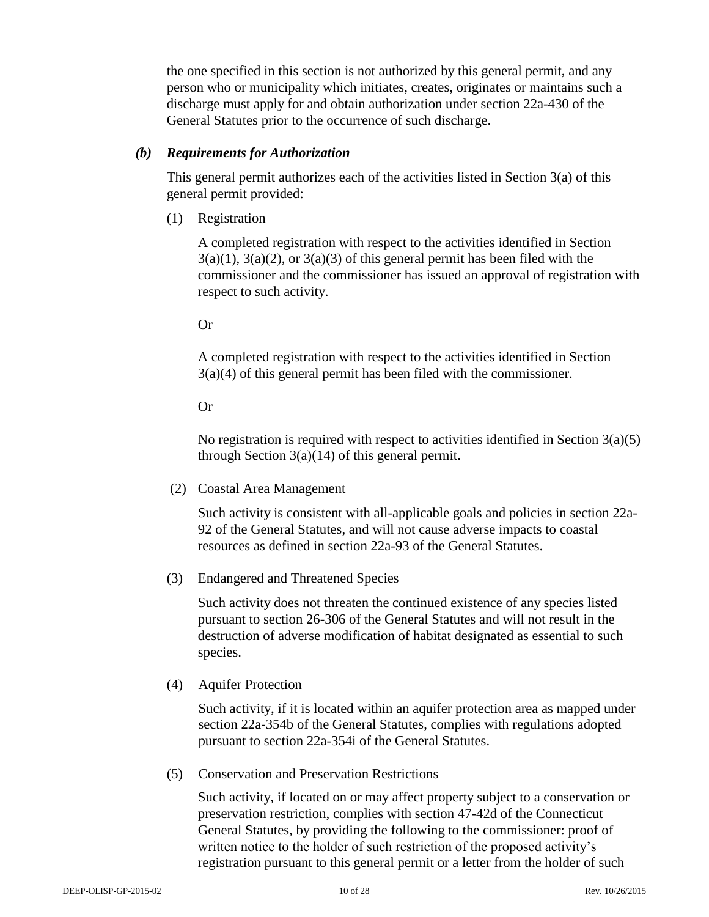the one specified in this section is not authorized by this general permit, and any person who or municipality which initiates, creates, originates or maintains such a discharge must apply for and obtain authorization under section 22a-430 of the General Statutes prior to the occurrence of such discharge.

### *(b) Requirements for Authorization*

This general permit authorizes each of the activities listed in Section 3(a) of this general permit provided:

(1) Registration

A completed registration with respect to the activities identified in Section 3(a)(1), 3(a)(2), or 3(a)(3) of this general permit has been filed with the commissioner and the commissioner has issued an approval of registration with respect to such activity.

Or

A completed registration with respect to the activities identified in Section 3(a)(4) of this general permit has been filed with the commissioner.

Or

No registration is required with respect to activities identified in Section 3(a)(5) through Section 3(a)(14) of this general permit.

(2) Coastal Area Management

Such activity is consistent with all-applicable goals and policies in section 22a-92 of the General Statutes, and will not cause adverse impacts to coastal resources as defined in section 22a-93 of the General Statutes.

(3) Endangered and Threatened Species

Such activity does not threaten the continued existence of any species listed pursuant to section 26-306 of the General Statutes and will not result in the destruction of adverse modification of habitat designated as essential to such species.

(4) Aquifer Protection

Such activity, if it is located within an aquifer protection area as mapped under section 22a-354b of the General Statutes, complies with regulations adopted pursuant to section 22a-354i of the General Statutes.

(5) Conservation and Preservation Restrictions

Such activity, if located on or may affect property subject to a conservation or preservation restriction, complies with section 47-42d of the Connecticut General Statutes, by providing the following to the commissioner: proof of written notice to the holder of such restriction of the proposed activity's registration pursuant to this general permit or a letter from the holder of such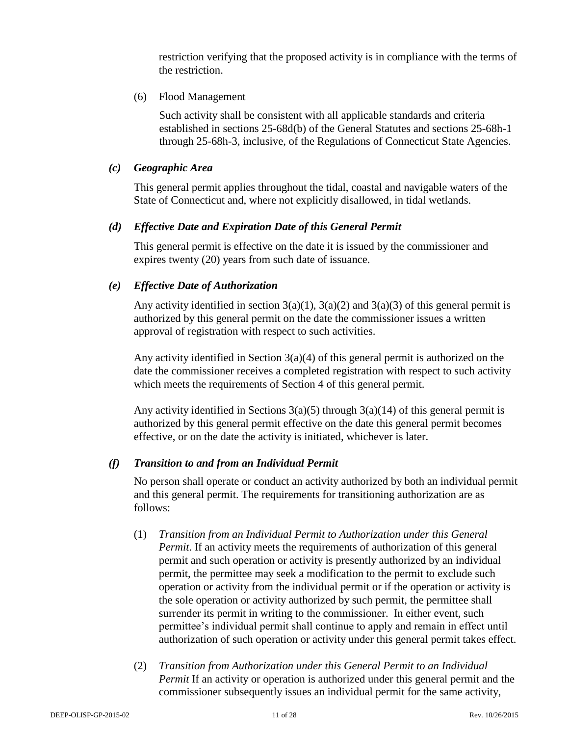restriction verifying that the proposed activity is in compliance with the terms of the restriction.

(6) Flood Management

Such activity shall be consistent with all applicable standards and criteria established in sections 25-68d(b) of the General Statutes and sections 25-68h-1 through 25-68h-3, inclusive, of the Regulations of Connecticut State Agencies.

### *(c) Geographic Area*

This general permit applies throughout the tidal, coastal and navigable waters of the State of Connecticut and, where not explicitly disallowed, in tidal wetlands.

### *(d) Effective Date and Expiration Date of this General Permit*

This general permit is effective on the date it is issued by the commissioner and expires twenty (20) years from such date of issuance.

### *(e) Effective Date of Authorization*

Any activity identified in section 3(a)(1), 3(a)(2) and 3(a)(3) of this general permit is authorized by this general permit on the date the commissioner issues a written approval of registration with respect to such activities.

Any activity identified in Section 3(a)(4) of this general permit is authorized on the date the commissioner receives a completed registration with respect to such activity which meets the requirements of Section 4 of this general permit.

Any activity identified in Sections 3(a)(5) through 3(a)(14) of this general permit is authorized by this general permit effective on the date this general permit becomes effective, or on the date the activity is initiated, whichever is later.

### *(f) Transition to and from an Individual Permit*

No person shall operate or conduct an activity authorized by both an individual permit and this general permit. The requirements for transitioning authorization are as follows:

(1) *Transition from an Individual Permit to Authorization under this General Permit*. If an activity meets the requirements of authorization of this general permit and such operation or activity is presently authorized by an individual permit, the permittee may seek a modification to the permit to exclude such operation or activity from the individual permit or if the operation or activity is the sole operation or activity authorized by such permit, the permittee shall surrender its permit in writing to the commissioner. In either event, such permittee's individual permit shall continue to apply and remain in effect until authorization of such operation or activity under this general permit takes effect.

(2) *Transition from Authorization under this General Permit to an Individual Permit* If an activity or operation is authorized under this general permit and the commissioner subsequently issues an individual permit for the same activity,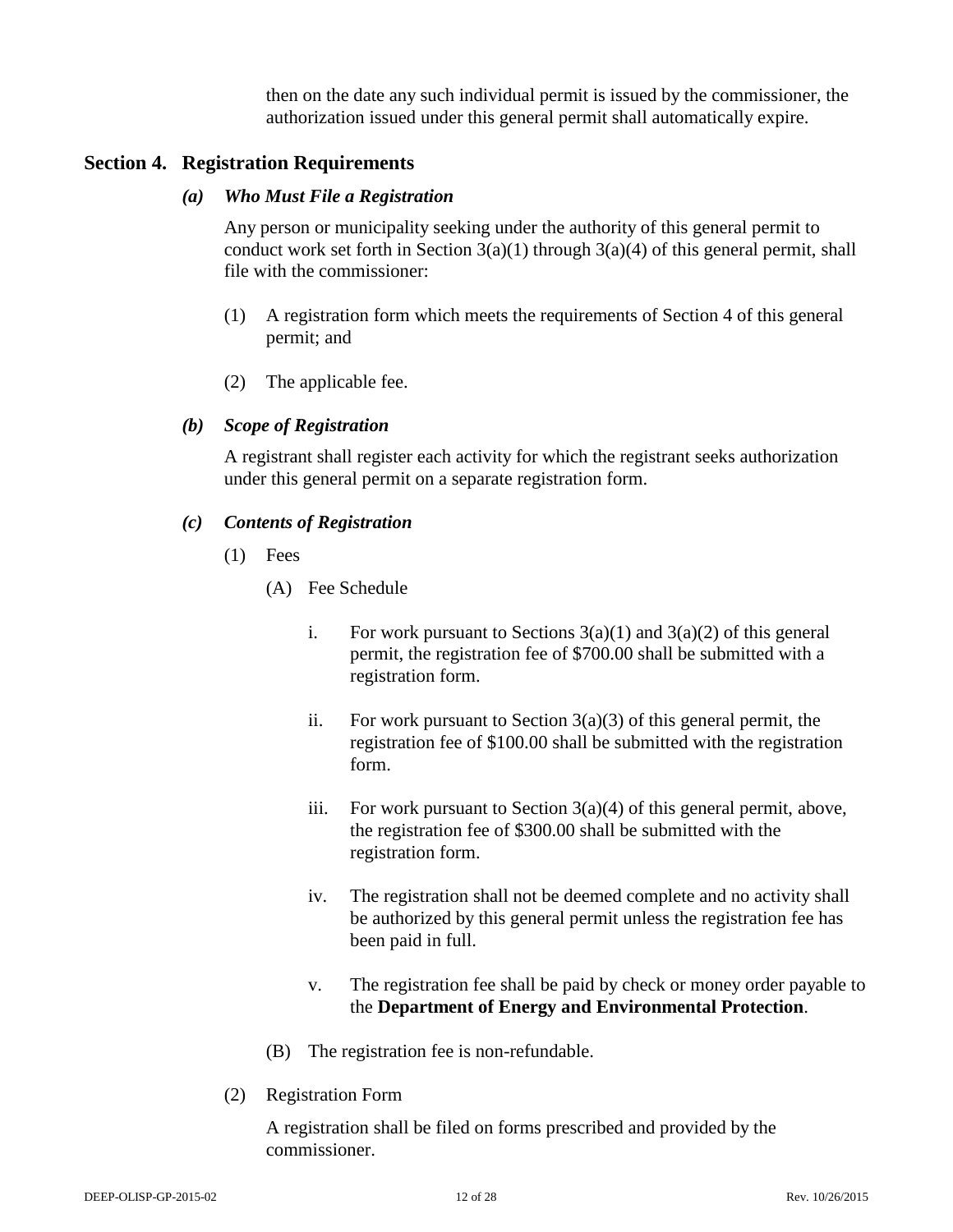then on the date any such individual permit is issued by the commissioner, the authorization issued under this general permit shall automatically expire.

## Section 4. Registration Requirements

### *(a) Who Must File a Registration*

Any person or municipality seeking under the authority of this general permit to conduct work set forth in Section 3(a)(1) through 3(a)(4) of this general permit, shall file with the commissioner:

(1) A registration form which meets the requirements of Section 4 of this general permit; and

(2) The applicable fee.

### *(b) Scope of Registration*

A registrant shall register each activity for which the registrant seeks authorization under this general permit on a separate registration form.

### *(c) Contents of Registration*

(1) Fees

(A) Fee Schedule

i. For work pursuant to Sections 3(a)(1) and 3(a)(2) of this general permit, the registration fee of $700.00 shall be submitted with a registration form.

ii. For work pursuant to Section 3(a)(3) of this general permit, the registration fee of $100.00 shall be submitted with the registration form.

iii. For work pursuant to Section 3(a)(4) of this general permit, above, the registration fee of $300.00 shall be submitted with the registration form.

iv. The registration shall not be deemed complete and no activity shall be authorized by this general permit unless the registration fee has been paid in full.

v. The registration fee shall be paid by check or money order payable to the **Department of Energy and Environmental Protection**.

(B) The registration fee is non-refundable.

(2) Registration Form

A registration shall be filed on forms prescribed and provided by the commissioner.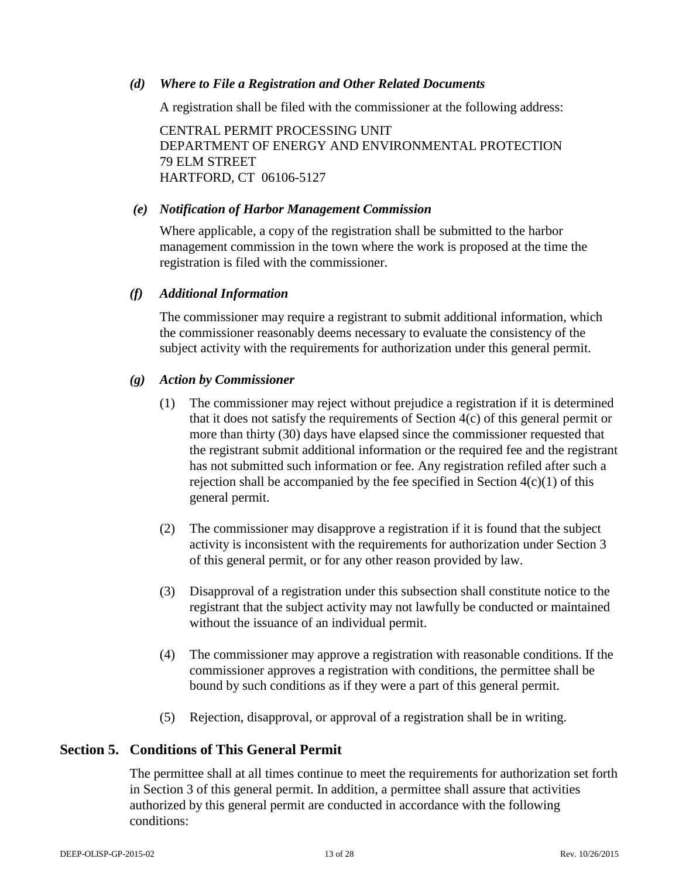### *(d) Where to File a Registration and Other Related Documents*

A registration shall be filed with the commissioner at the following address:

CENTRAL PERMIT PROCESSING UNIT
DEPARTMENT OF ENERGY AND ENVIRONMENTAL PROTECTION
79 ELM STREET
HARTFORD, CT 06106-5127

### *(e) Notification of Harbor Management Commission*

Where applicable, a copy of the registration shall be submitted to the harbor management commission in the town where the work is proposed at the time the registration is filed with the commissioner.

### *(f) Additional Information*

The commissioner may require a registrant to submit additional information, which the commissioner reasonably deems necessary to evaluate the consistency of the subject activity with the requirements for authorization under this general permit.

### *(g) Action by Commissioner*

(1) The commissioner may reject without prejudice a registration if it is determined that it does not satisfy the requirements of Section 4(c) of this general permit or more than thirty (30) days have elapsed since the commissioner requested that the registrant submit additional information or the required fee and the registrant has not submitted such information or fee. Any registration refiled after such a rejection shall be accompanied by the fee specified in Section 4(c)(1) of this general permit.

(2) The commissioner may disapprove a registration if it is found that the subject activity is inconsistent with the requirements for authorization under Section 3 of this general permit, or for any other reason provided by law.

(3) Disapproval of a registration under this subsection shall constitute notice to the registrant that the subject activity may not lawfully be conducted or maintained without the issuance of an individual permit.

(4) The commissioner may approve a registration with reasonable conditions. If the commissioner approves a registration with conditions, the permittee shall be bound by such conditions as if they were a part of this general permit.

(5) Rejection, disapproval, or approval of a registration shall be in writing.

## Section 5. Conditions of This General Permit

The permittee shall at all times continue to meet the requirements for authorization set forth in Section 3 of this general permit. In addition, a permittee shall assure that activities authorized by this general permit are conducted in accordance with the following conditions: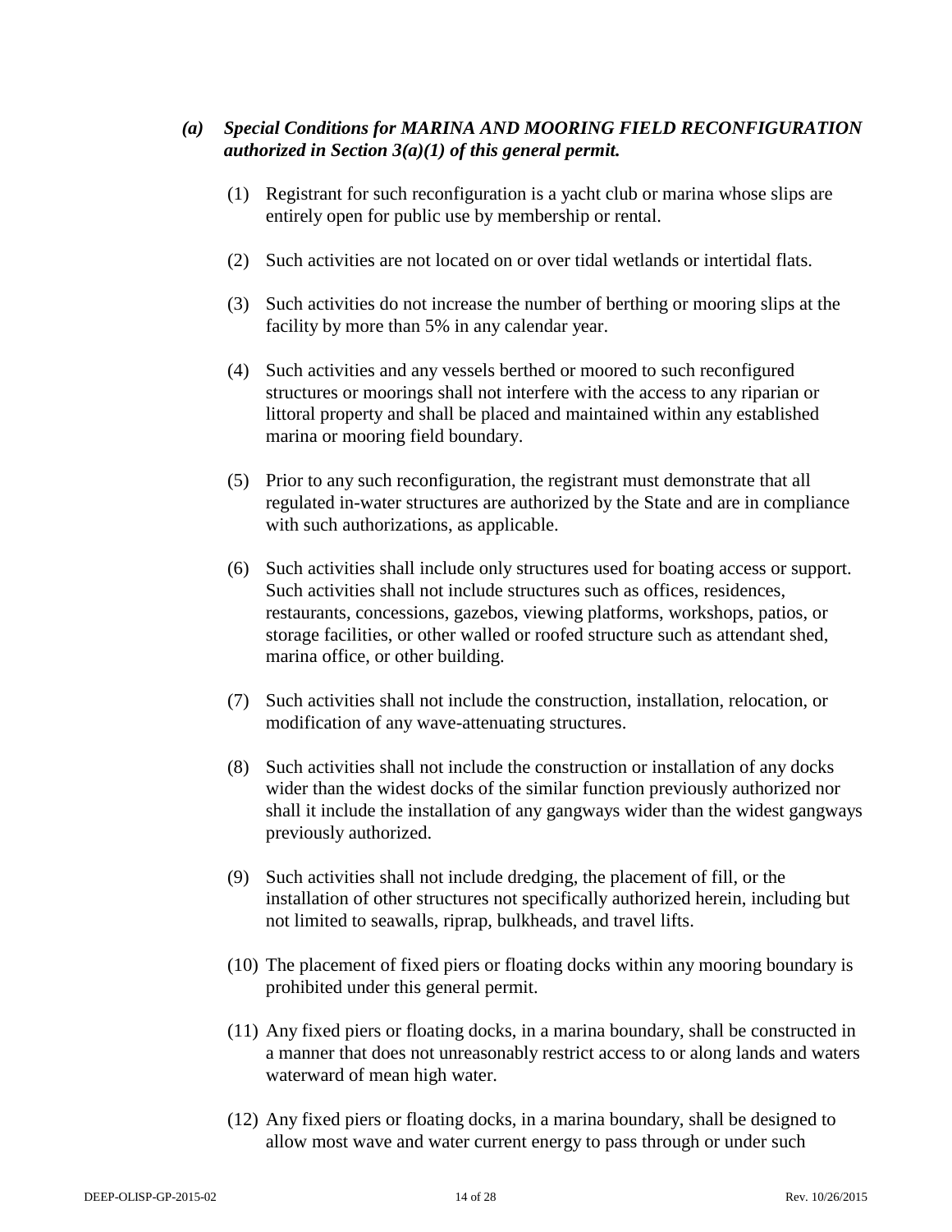***(a) Special Conditions for MARINA AND MOORING FIELD RECONFIGURATION authorized in Section 3(a)(1) of this general permit.***

(1) Registrant for such reconfiguration is a yacht club or marina whose slips are entirely open for public use by membership or rental.

(2) Such activities are not located on or over tidal wetlands or intertidal flats.

(3) Such activities do not increase the number of berthing or mooring slips at the facility by more than 5% in any calendar year.

(4) Such activities and any vessels berthed or moored to such reconfigured structures or moorings shall not interfere with the access to any riparian or littoral property and shall be placed and maintained within any established marina or mooring field boundary.

(5) Prior to any such reconfiguration, the registrant must demonstrate that all regulated in-water structures are authorized by the State and are in compliance with such authorizations, as applicable.

(6) Such activities shall include only structures used for boating access or support. Such activities shall not include structures such as offices, residences, restaurants, concessions, gazebos, viewing platforms, workshops, patios, or storage facilities, or other walled or roofed structure such as attendant shed, marina office, or other building.

(7) Such activities shall not include the construction, installation, relocation, or modification of any wave-attenuating structures.

(8) Such activities shall not include the construction or installation of any docks wider than the widest docks of the similar function previously authorized nor shall it include the installation of any gangways wider than the widest gangways previously authorized.

(9) Such activities shall not include dredging, the placement of fill, or the installation of other structures not specifically authorized herein, including but not limited to seawalls, riprap, bulkheads, and travel lifts.

(10) The placement of fixed piers or floating docks within any mooring boundary is prohibited under this general permit.

(11) Any fixed piers or floating docks, in a marina boundary, shall be constructed in a manner that does not unreasonably restrict access to or along lands and waters waterward of mean high water.

(12) Any fixed piers or floating docks, in a marina boundary, shall be designed to allow most wave and water current energy to pass through or under such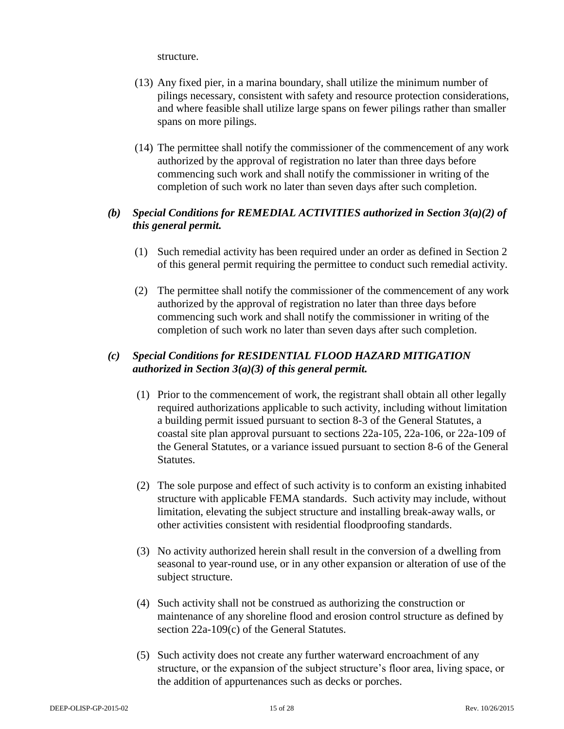structure.

(13) Any fixed pier, in a marina boundary, shall utilize the minimum number of pilings necessary, consistent with safety and resource protection considerations, and where feasible shall utilize large spans on fewer pilings rather than smaller spans on more pilings.

(14) The permittee shall notify the commissioner of the commencement of any work authorized by the approval of registration no later than three days before commencing such work and shall notify the commissioner in writing of the completion of such work no later than seven days after such completion.

***(b) Special Conditions for REMEDIAL ACTIVITIES authorized in Section 3(a)(2) of this general permit.***

(1) Such remedial activity has been required under an order as defined in Section 2 of this general permit requiring the permittee to conduct such remedial activity.

(2) The permittee shall notify the commissioner of the commencement of any work authorized by the approval of registration no later than three days before commencing such work and shall notify the commissioner in writing of the completion of such work no later than seven days after such completion.

***(c) Special Conditions for RESIDENTIAL FLOOD HAZARD MITIGATION authorized in Section 3(a)(3) of this general permit.***

(1) Prior to the commencement of work, the registrant shall obtain all other legally required authorizations applicable to such activity, including without limitation a building permit issued pursuant to section 8-3 of the General Statutes, a coastal site plan approval pursuant to sections 22a-105, 22a-106, or 22a-109 of the General Statutes, or a variance issued pursuant to section 8-6 of the General Statutes.

(2) The sole purpose and effect of such activity is to conform an existing inhabited structure with applicable FEMA standards. Such activity may include, without limitation, elevating the subject structure and installing break-away walls, or other activities consistent with residential floodproofing standards.

(3) No activity authorized herein shall result in the conversion of a dwelling from seasonal to year-round use, or in any other expansion or alteration of use of the subject structure.

(4) Such activity shall not be construed as authorizing the construction or maintenance of any shoreline flood and erosion control structure as defined by section 22a-109(c) of the General Statutes.

(5) Such activity does not create any further waterward encroachment of any structure, or the expansion of the subject structure's floor area, living space, or the addition of appurtenances such as decks or porches.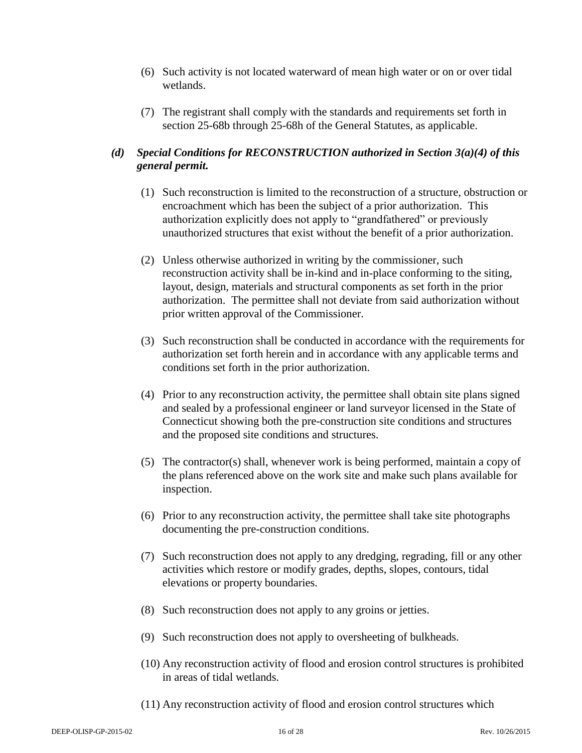(6) Such activity is not located waterward of mean high water or on or over tidal wetlands.

(7) The registrant shall comply with the standards and requirements set forth in section 25-68b through 25-68h of the General Statutes, as applicable.

***(d) Special Conditions for RECONSTRUCTION authorized in Section 3(a)(4) of this general permit.***

(1) Such reconstruction is limited to the reconstruction of a structure, obstruction or encroachment which has been the subject of a prior authorization. This authorization explicitly does not apply to "grandfathered" or previously unauthorized structures that exist without the benefit of a prior authorization.

(2) Unless otherwise authorized in writing by the commissioner, such reconstruction activity shall be in-kind and in-place conforming to the siting, layout, design, materials and structural components as set forth in the prior authorization. The permittee shall not deviate from said authorization without prior written approval of the Commissioner.

(3) Such reconstruction shall be conducted in accordance with the requirements for authorization set forth herein and in accordance with any applicable terms and conditions set forth in the prior authorization.

(4) Prior to any reconstruction activity, the permittee shall obtain site plans signed and sealed by a professional engineer or land surveyor licensed in the State of Connecticut showing both the pre-construction site conditions and structures and the proposed site conditions and structures.

(5) The contractor(s) shall, whenever work is being performed, maintain a copy of the plans referenced above on the work site and make such plans available for inspection.

(6) Prior to any reconstruction activity, the permittee shall take site photographs documenting the pre-construction conditions.

(7) Such reconstruction does not apply to any dredging, regrading, fill or any other activities which restore or modify grades, depths, slopes, contours, tidal elevations or property boundaries.

(8) Such reconstruction does not apply to any groins or jetties.

(9) Such reconstruction does not apply to oversheeting of bulkheads.

(10) Any reconstruction activity of flood and erosion control structures is prohibited in areas of tidal wetlands.

(11) Any reconstruction activity of flood and erosion control structures which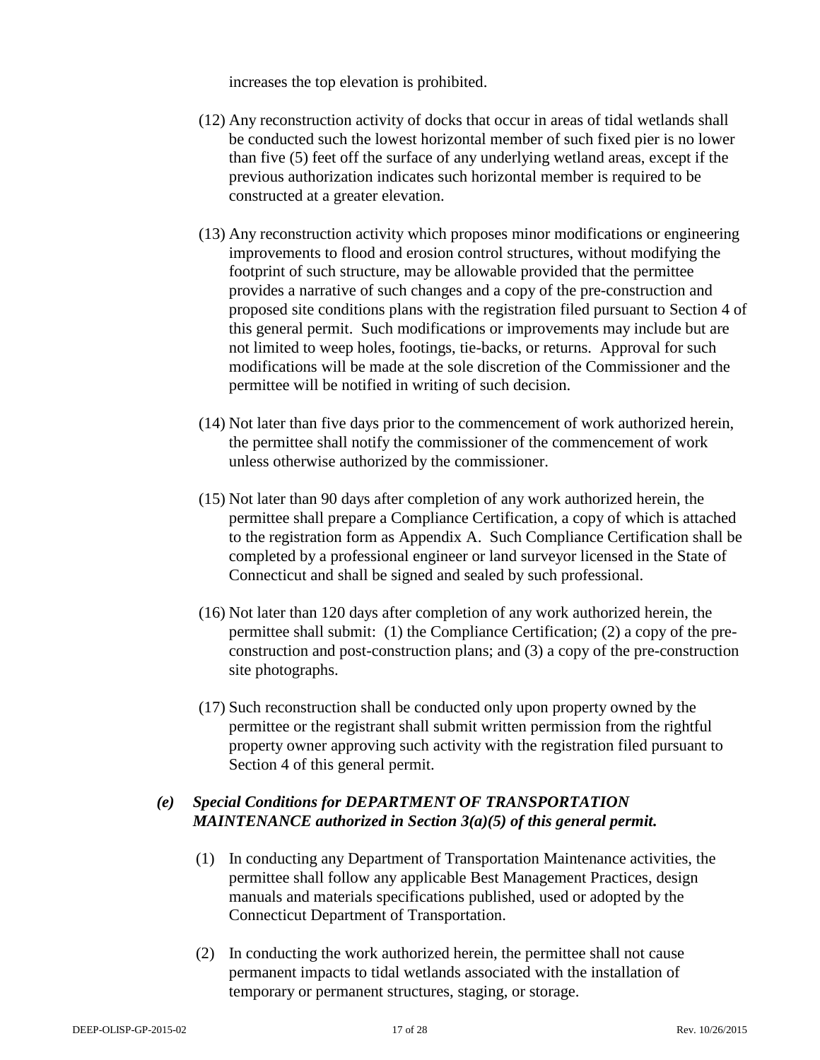increases the top elevation is prohibited.

(12) Any reconstruction activity of docks that occur in areas of tidal wetlands shall be conducted such the lowest horizontal member of such fixed pier is no lower than five (5) feet off the surface of any underlying wetland areas, except if the previous authorization indicates such horizontal member is required to be constructed at a greater elevation.

(13) Any reconstruction activity which proposes minor modifications or engineering improvements to flood and erosion control structures, without modifying the footprint of such structure, may be allowable provided that the permittee provides a narrative of such changes and a copy of the pre-construction and proposed site conditions plans with the registration filed pursuant to Section 4 of this general permit. Such modifications or improvements may include but are not limited to weep holes, footings, tie-backs, or returns. Approval for such modifications will be made at the sole discretion of the Commissioner and the permittee will be notified in writing of such decision.

(14) Not later than five days prior to the commencement of work authorized herein, the permittee shall notify the commissioner of the commencement of work unless otherwise authorized by the commissioner.

(15) Not later than 90 days after completion of any work authorized herein, the permittee shall prepare a Compliance Certification, a copy of which is attached to the registration form as Appendix A. Such Compliance Certification shall be completed by a professional engineer or land surveyor licensed in the State of Connecticut and shall be signed and sealed by such professional.

(16) Not later than 120 days after completion of any work authorized herein, the permittee shall submit: (1) the Compliance Certification; (2) a copy of the pre-construction and post-construction plans; and (3) a copy of the pre-construction site photographs.

(17) Such reconstruction shall be conducted only upon property owned by the permittee or the registrant shall submit written permission from the rightful property owner approving such activity with the registration filed pursuant to Section 4 of this general permit.

### *(e) Special Conditions for DEPARTMENT OF TRANSPORTATION MAINTENANCE authorized in Section 3(a)(5) of this general permit.*

(1) In conducting any Department of Transportation Maintenance activities, the permittee shall follow any applicable Best Management Practices, design manuals and materials specifications published, used or adopted by the Connecticut Department of Transportation.

(2) In conducting the work authorized herein, the permittee shall not cause permanent impacts to tidal wetlands associated with the installation of temporary or permanent structures, staging, or storage.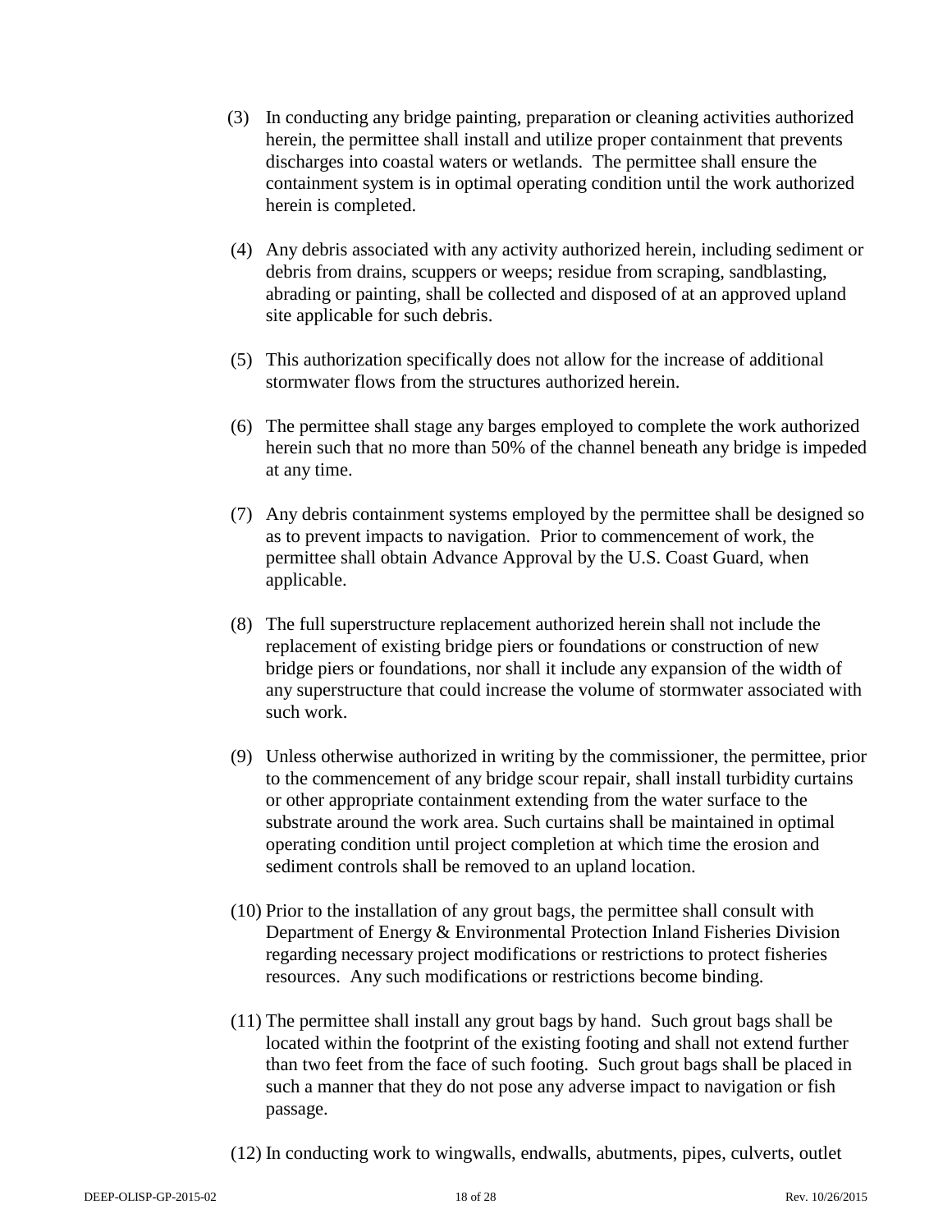(3) In conducting any bridge painting, preparation or cleaning activities authorized herein, the permittee shall install and utilize proper containment that prevents discharges into coastal waters or wetlands. The permittee shall ensure the containment system is in optimal operating condition until the work authorized herein is completed.

(4) Any debris associated with any activity authorized herein, including sediment or debris from drains, scuppers or weeps; residue from scraping, sandblasting, abrading or painting, shall be collected and disposed of at an approved upland site applicable for such debris.

(5) This authorization specifically does not allow for the increase of additional stormwater flows from the structures authorized herein.

(6) The permittee shall stage any barges employed to complete the work authorized herein such that no more than 50% of the channel beneath any bridge is impeded at any time.

(7) Any debris containment systems employed by the permittee shall be designed so as to prevent impacts to navigation. Prior to commencement of work, the permittee shall obtain Advance Approval by the U.S. Coast Guard, when applicable.

(8) The full superstructure replacement authorized herein shall not include the replacement of existing bridge piers or foundations or construction of new bridge piers or foundations, nor shall it include any expansion of the width of any superstructure that could increase the volume of stormwater associated with such work.

(9) Unless otherwise authorized in writing by the commissioner, the permittee, prior to the commencement of any bridge scour repair, shall install turbidity curtains or other appropriate containment extending from the water surface to the substrate around the work area. Such curtains shall be maintained in optimal operating condition until project completion at which time the erosion and sediment controls shall be removed to an upland location.

(10) Prior to the installation of any grout bags, the permittee shall consult with Department of Energy & Environmental Protection Inland Fisheries Division regarding necessary project modifications or restrictions to protect fisheries resources. Any such modifications or restrictions become binding.

(11) The permittee shall install any grout bags by hand. Such grout bags shall be located within the footprint of the existing footing and shall not extend further than two feet from the face of such footing. Such grout bags shall be placed in such a manner that they do not pose any adverse impact to navigation or fish passage.

(12) In conducting work to wingwalls, endwalls, abutments, pipes, culverts, outlet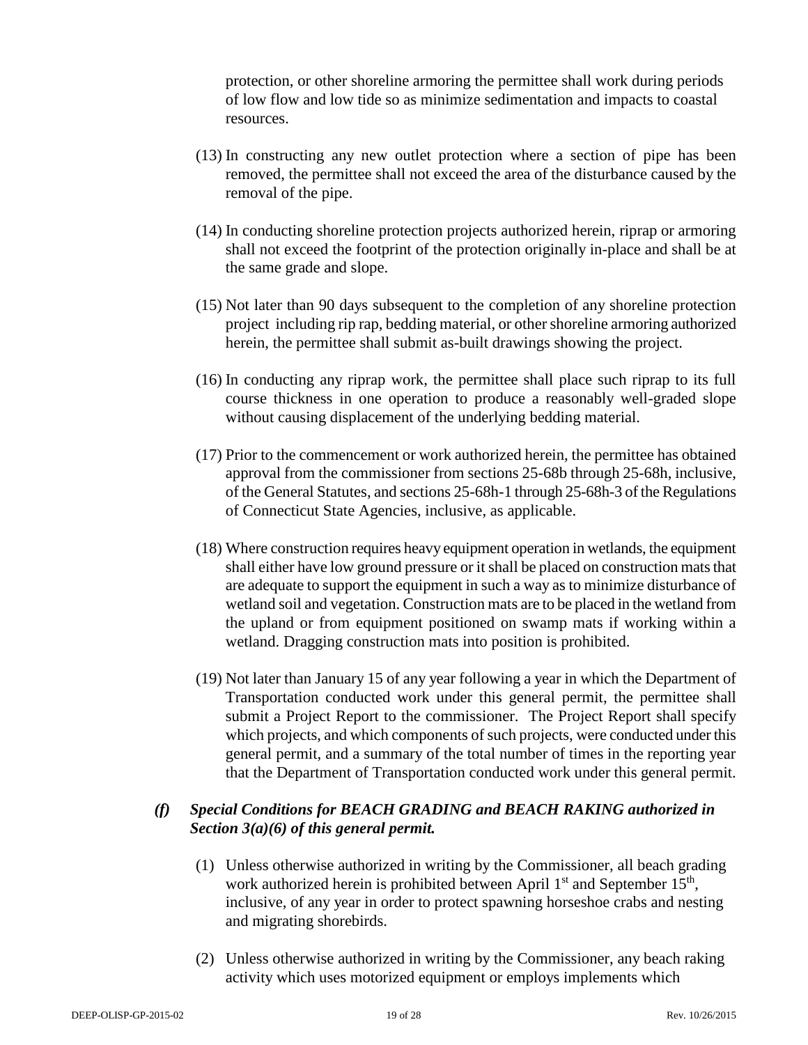protection, or other shoreline armoring the permittee shall work during periods of low flow and low tide so as minimize sedimentation and impacts to coastal resources.

(13) In constructing any new outlet protection where a section of pipe has been removed, the permittee shall not exceed the area of the disturbance caused by the removal of the pipe.

(14) In conducting shoreline protection projects authorized herein, riprap or armoring shall not exceed the footprint of the protection originally in-place and shall be at the same grade and slope.

(15) Not later than 90 days subsequent to the completion of any shoreline protection project including rip rap, bedding material, or other shoreline armoring authorized herein, the permittee shall submit as-built drawings showing the project.

(16) In conducting any riprap work, the permittee shall place such riprap to its full course thickness in one operation to produce a reasonably well-graded slope without causing displacement of the underlying bedding material.

(17) Prior to the commencement or work authorized herein, the permittee has obtained approval from the commissioner from sections 25-68b through 25-68h, inclusive, of the General Statutes, and sections 25-68h-1 through 25-68h-3 of the Regulations of Connecticut State Agencies, inclusive, as applicable.

(18) Where construction requires heavy equipment operation in wetlands, the equipment shall either have low ground pressure or it shall be placed on construction mats that are adequate to support the equipment in such a way as to minimize disturbance of wetland soil and vegetation. Construction mats are to be placed in the wetland from the upland or from equipment positioned on swamp mats if working within a wetland. Dragging construction mats into position is prohibited.

(19) Not later than January 15 of any year following a year in which the Department of Transportation conducted work under this general permit, the permittee shall submit a Project Report to the commissioner. The Project Report shall specify which projects, and which components of such projects, were conducted under this general permit, and a summary of the total number of times in the reporting year that the Department of Transportation conducted work under this general permit.

***(f) Special Conditions for BEACH GRADING and BEACH RAKING authorized in Section 3(a)(6) of this general permit.***

(1) Unless otherwise authorized in writing by the Commissioner, all beach grading work authorized herein is prohibited between April 1st and September 15th, inclusive, of any year in order to protect spawning horseshoe crabs and nesting and migrating shorebirds.

(2) Unless otherwise authorized in writing by the Commissioner, any beach raking activity which uses motorized equipment or employs implements which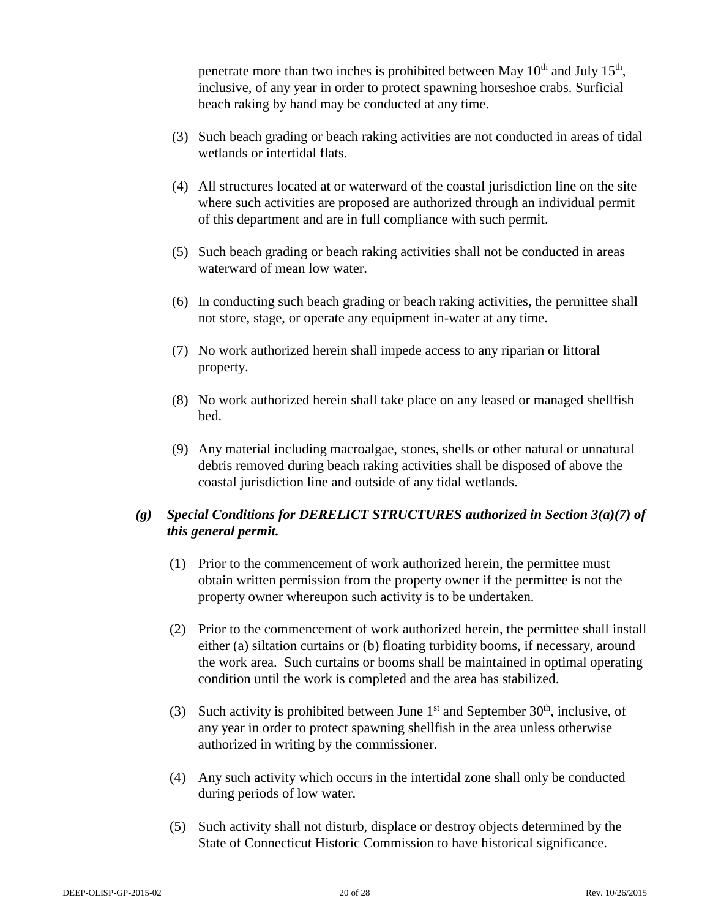penetrate more than two inches is prohibited between May 10th and July 15th, inclusive, of any year in order to protect spawning horseshoe crabs. Surficial beach raking by hand may be conducted at any time.

(3) Such beach grading or beach raking activities are not conducted in areas of tidal wetlands or intertidal flats.

(4) All structures located at or waterward of the coastal jurisdiction line on the site where such activities are proposed are authorized through an individual permit of this department and are in full compliance with such permit.

(5) Such beach grading or beach raking activities shall not be conducted in areas waterward of mean low water.

(6) In conducting such beach grading or beach raking activities, the permittee shall not store, stage, or operate any equipment in-water at any time.

(7) No work authorized herein shall impede access to any riparian or littoral property.

(8) No work authorized herein shall take place on any leased or managed shellfish bed.

(9) Any material including macroalgae, stones, shells or other natural or unnatural debris removed during beach raking activities shall be disposed of above the coastal jurisdiction line and outside of any tidal wetlands.

***(g) Special Conditions for DERELICT STRUCTURES authorized in Section 3(a)(7) of this general permit.***

(1) Prior to the commencement of work authorized herein, the permittee must obtain written permission from the property owner if the permittee is not the property owner whereupon such activity is to be undertaken.

(2) Prior to the commencement of work authorized herein, the permittee shall install either (a) siltation curtains or (b) floating turbidity booms, if necessary, around the work area. Such curtains or booms shall be maintained in optimal operating condition until the work is completed and the area has stabilized.

(3) Such activity is prohibited between June 1st and September 30th, inclusive, of any year in order to protect spawning shellfish in the area unless otherwise authorized in writing by the commissioner.

(4) Any such activity which occurs in the intertidal zone shall only be conducted during periods of low water.

(5) Such activity shall not disturb, displace or destroy objects determined by the State of Connecticut Historic Commission to have historical significance.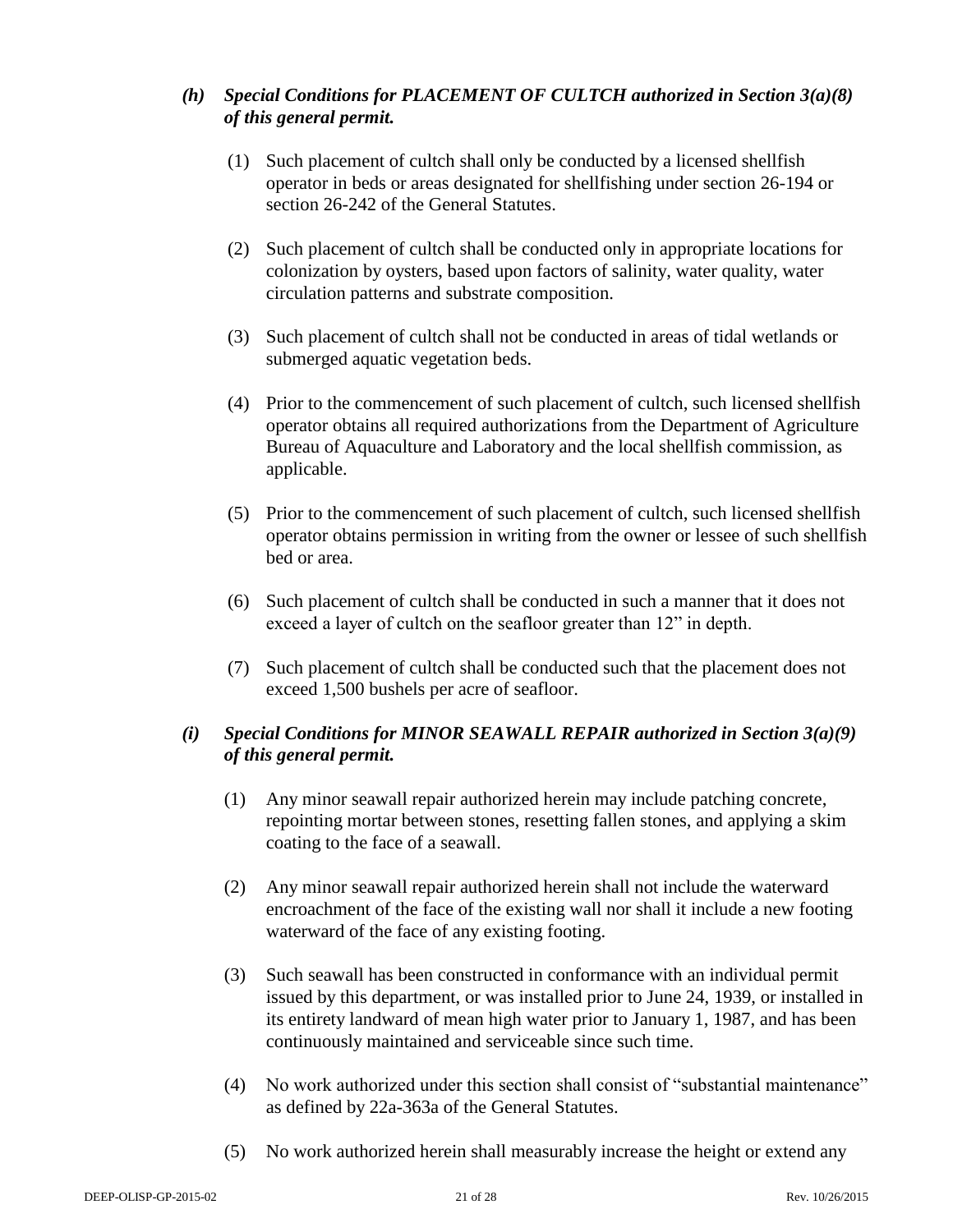*(h)* ***Special Conditions for PLACEMENT OF CULTCH authorized in Section 3(a)(8) of this general permit.***

(1) Such placement of cultch shall only be conducted by a licensed shellfish operator in beds or areas designated for shellfishing under section 26-194 or section 26-242 of the General Statutes.

(2) Such placement of cultch shall be conducted only in appropriate locations for colonization by oysters, based upon factors of salinity, water quality, water circulation patterns and substrate composition.

(3) Such placement of cultch shall not be conducted in areas of tidal wetlands or submerged aquatic vegetation beds.

(4) Prior to the commencement of such placement of cultch, such licensed shellfish operator obtains all required authorizations from the Department of Agriculture Bureau of Aquaculture and Laboratory and the local shellfish commission, as applicable.

(5) Prior to the commencement of such placement of cultch, such licensed shellfish operator obtains permission in writing from the owner or lessee of such shellfish bed or area.

(6) Such placement of cultch shall be conducted in such a manner that it does not exceed a layer of cultch on the seafloor greater than 12" in depth.

(7) Such placement of cultch shall be conducted such that the placement does not exceed 1,500 bushels per acre of seafloor.

*(i)* ***Special Conditions for MINOR SEAWALL REPAIR authorized in Section 3(a)(9) of this general permit.***

(1) Any minor seawall repair authorized herein may include patching concrete, repointing mortar between stones, resetting fallen stones, and applying a skim coating to the face of a seawall.

(2) Any minor seawall repair authorized herein shall not include the waterward encroachment of the face of the existing wall nor shall it include a new footing waterward of the face of any existing footing.

(3) Such seawall has been constructed in conformance with an individual permit issued by this department, or was installed prior to June 24, 1939, or installed in its entirety landward of mean high water prior to January 1, 1987, and has been continuously maintained and serviceable since such time.

(4) No work authorized under this section shall consist of "substantial maintenance" as defined by 22a-363a of the General Statutes.

(5) No work authorized herein shall measurably increase the height or extend any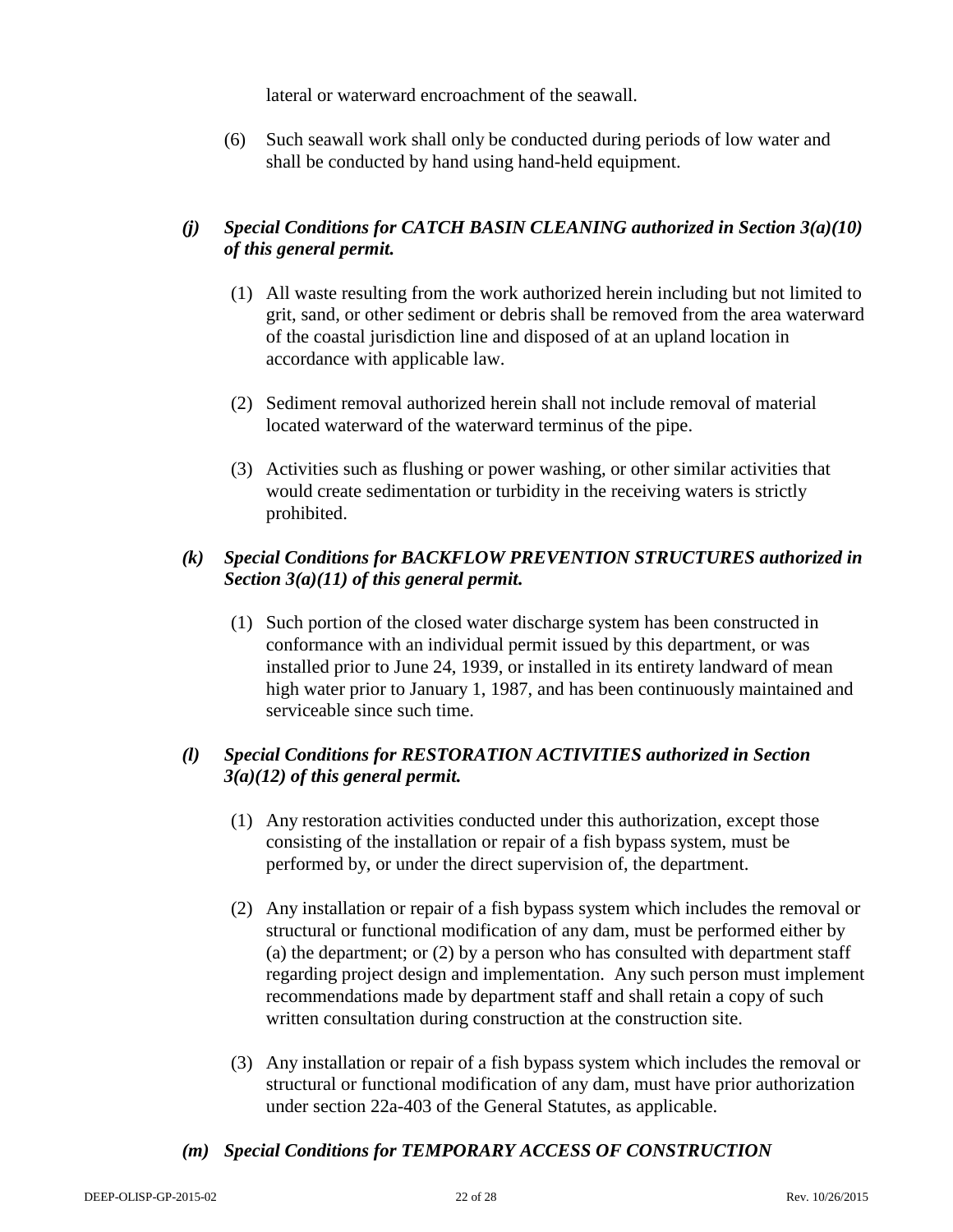lateral or waterward encroachment of the seawall.

(6) Such seawall work shall only be conducted during periods of low water and shall be conducted by hand using hand-held equipment.

***(j) Special Conditions for CATCH BASIN CLEANING authorized in Section 3(a)(10) of this general permit.***

(1) All waste resulting from the work authorized herein including but not limited to grit, sand, or other sediment or debris shall be removed from the area waterward of the coastal jurisdiction line and disposed of at an upland location in accordance with applicable law.

(2) Sediment removal authorized herein shall not include removal of material located waterward of the waterward terminus of the pipe.

(3) Activities such as flushing or power washing, or other similar activities that would create sedimentation or turbidity in the receiving waters is strictly prohibited.

***(k) Special Conditions for BACKFLOW PREVENTION STRUCTURES authorized in Section 3(a)(11) of this general permit.***

(1) Such portion of the closed water discharge system has been constructed in conformance with an individual permit issued by this department, or was installed prior to June 24, 1939, or installed in its entirety landward of mean high water prior to January 1, 1987, and has been continuously maintained and serviceable since such time.

***(l) Special Conditions for RESTORATION ACTIVITIES authorized in Section 3(a)(12) of this general permit.***

(1) Any restoration activities conducted under this authorization, except those consisting of the installation or repair of a fish bypass system, must be performed by, or under the direct supervision of, the department.

(2) Any installation or repair of a fish bypass system which includes the removal or structural or functional modification of any dam, must be performed either by (a) the department; or (2) by a person who has consulted with department staff regarding project design and implementation. Any such person must implement recommendations made by department staff and shall retain a copy of such written consultation during construction at the construction site.

(3) Any installation or repair of a fish bypass system which includes the removal or structural or functional modification of any dam, must have prior authorization under section 22a-403 of the General Statutes, as applicable.

***(m) Special Conditions for TEMPORARY ACCESS OF CONSTRUCTION***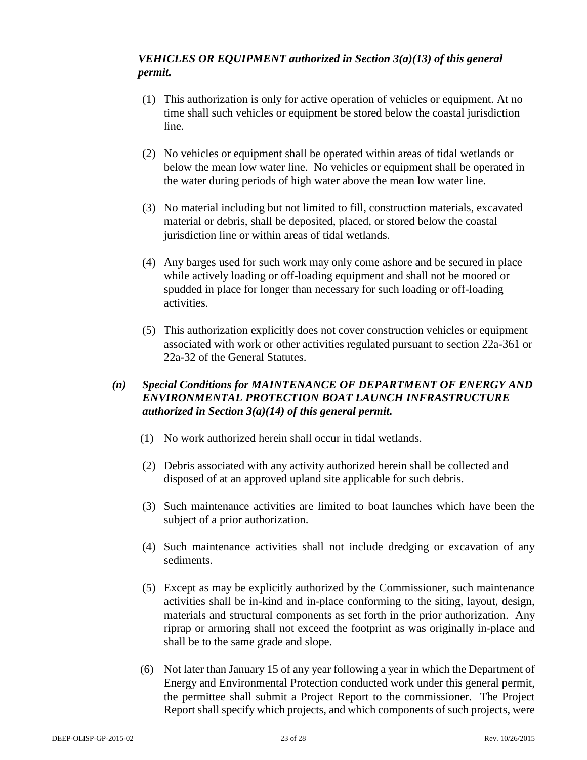***VEHICLES OR EQUIPMENT authorized in Section 3(a)(13) of this general permit.***

(1) This authorization is only for active operation of vehicles or equipment. At no time shall such vehicles or equipment be stored below the coastal jurisdiction line.

(2) No vehicles or equipment shall be operated within areas of tidal wetlands or below the mean low water line. No vehicles or equipment shall be operated in the water during periods of high water above the mean low water line.

(3) No material including but not limited to fill, construction materials, excavated material or debris, shall be deposited, placed, or stored below the coastal jurisdiction line or within areas of tidal wetlands.

(4) Any barges used for such work may only come ashore and be secured in place while actively loading or off-loading equipment and shall not be moored or spudded in place for longer than necessary for such loading or off-loading activities.

(5) This authorization explicitly does not cover construction vehicles or equipment associated with work or other activities regulated pursuant to section 22a-361 or 22a-32 of the General Statutes.

***(n) Special Conditions for MAINTENANCE OF DEPARTMENT OF ENERGY AND ENVIRONMENTAL PROTECTION BOAT LAUNCH INFRASTRUCTURE authorized in Section 3(a)(14) of this general permit.***

(1) No work authorized herein shall occur in tidal wetlands.

(2) Debris associated with any activity authorized herein shall be collected and disposed of at an approved upland site applicable for such debris.

(3) Such maintenance activities are limited to boat launches which have been the subject of a prior authorization.

(4) Such maintenance activities shall not include dredging or excavation of any sediments.

(5) Except as may be explicitly authorized by the Commissioner, such maintenance activities shall be in-kind and in-place conforming to the siting, layout, design, materials and structural components as set forth in the prior authorization. Any riprap or armoring shall not exceed the footprint as was originally in-place and shall be to the same grade and slope.

(6) Not later than January 15 of any year following a year in which the Department of Energy and Environmental Protection conducted work under this general permit, the permittee shall submit a Project Report to the commissioner. The Project Report shall specify which projects, and which components of such projects, were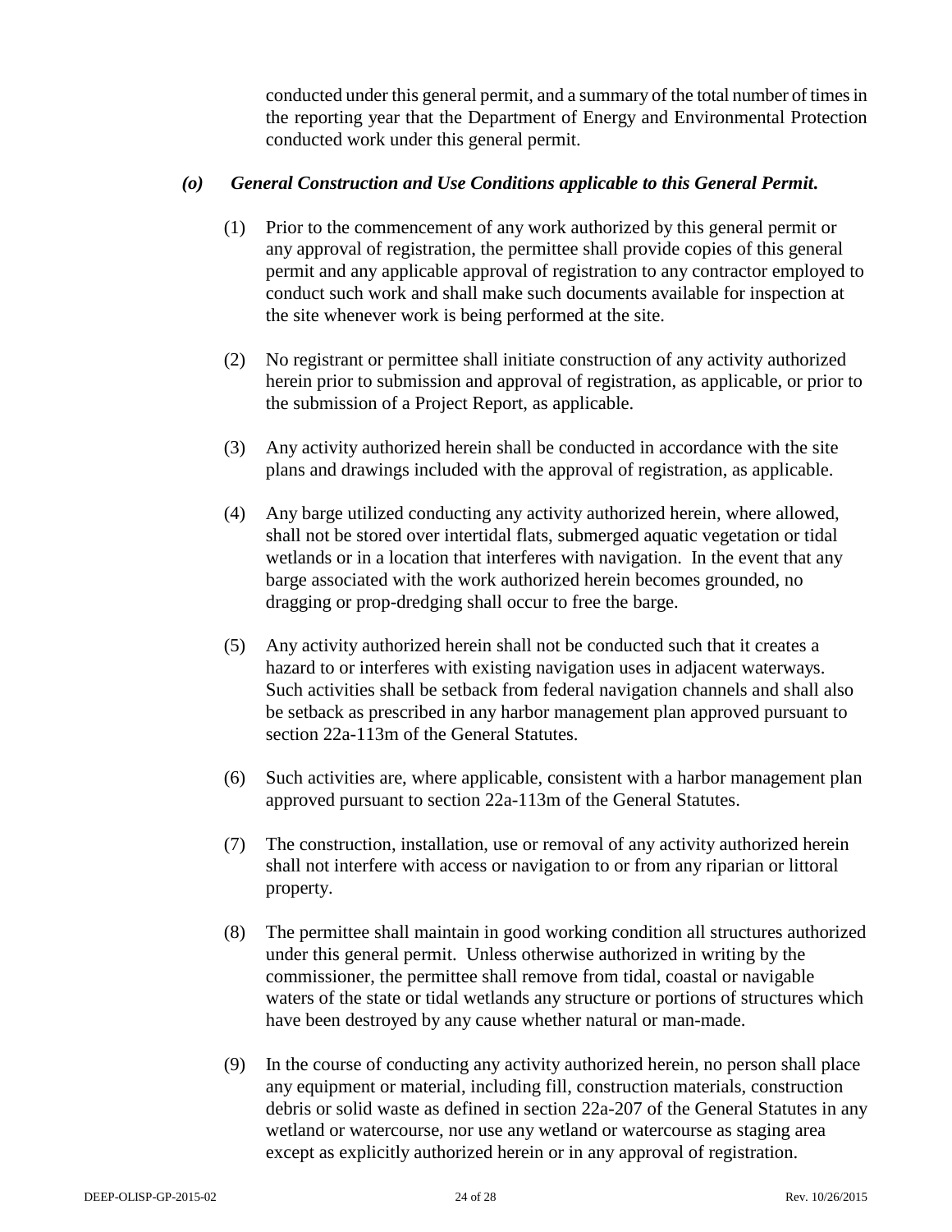conducted under this general permit, and a summary of the total number of times in the reporting year that the Department of Energy and Environmental Protection conducted work under this general permit.

***(o) General Construction and Use Conditions applicable to this General Permit.***

(1) Prior to the commencement of any work authorized by this general permit or any approval of registration, the permittee shall provide copies of this general permit and any applicable approval of registration to any contractor employed to conduct such work and shall make such documents available for inspection at the site whenever work is being performed at the site.

(2) No registrant or permittee shall initiate construction of any activity authorized herein prior to submission and approval of registration, as applicable, or prior to the submission of a Project Report, as applicable.

(3) Any activity authorized herein shall be conducted in accordance with the site plans and drawings included with the approval of registration, as applicable.

(4) Any barge utilized conducting any activity authorized herein, where allowed, shall not be stored over intertidal flats, submerged aquatic vegetation or tidal wetlands or in a location that interferes with navigation. In the event that any barge associated with the work authorized herein becomes grounded, no dragging or prop-dredging shall occur to free the barge.

(5) Any activity authorized herein shall not be conducted such that it creates a hazard to or interferes with existing navigation uses in adjacent waterways. Such activities shall be setback from federal navigation channels and shall also be setback as prescribed in any harbor management plan approved pursuant to section 22a-113m of the General Statutes.

(6) Such activities are, where applicable, consistent with a harbor management plan approved pursuant to section 22a-113m of the General Statutes.

(7) The construction, installation, use or removal of any activity authorized herein shall not interfere with access or navigation to or from any riparian or littoral property.

(8) The permittee shall maintain in good working condition all structures authorized under this general permit. Unless otherwise authorized in writing by the commissioner, the permittee shall remove from tidal, coastal or navigable waters of the state or tidal wetlands any structure or portions of structures which have been destroyed by any cause whether natural or man-made.

(9) In the course of conducting any activity authorized herein, no person shall place any equipment or material, including fill, construction materials, construction debris or solid waste as defined in section 22a-207 of the General Statutes in any wetland or watercourse, nor use any wetland or watercourse as staging area except as explicitly authorized herein or in any approval of registration.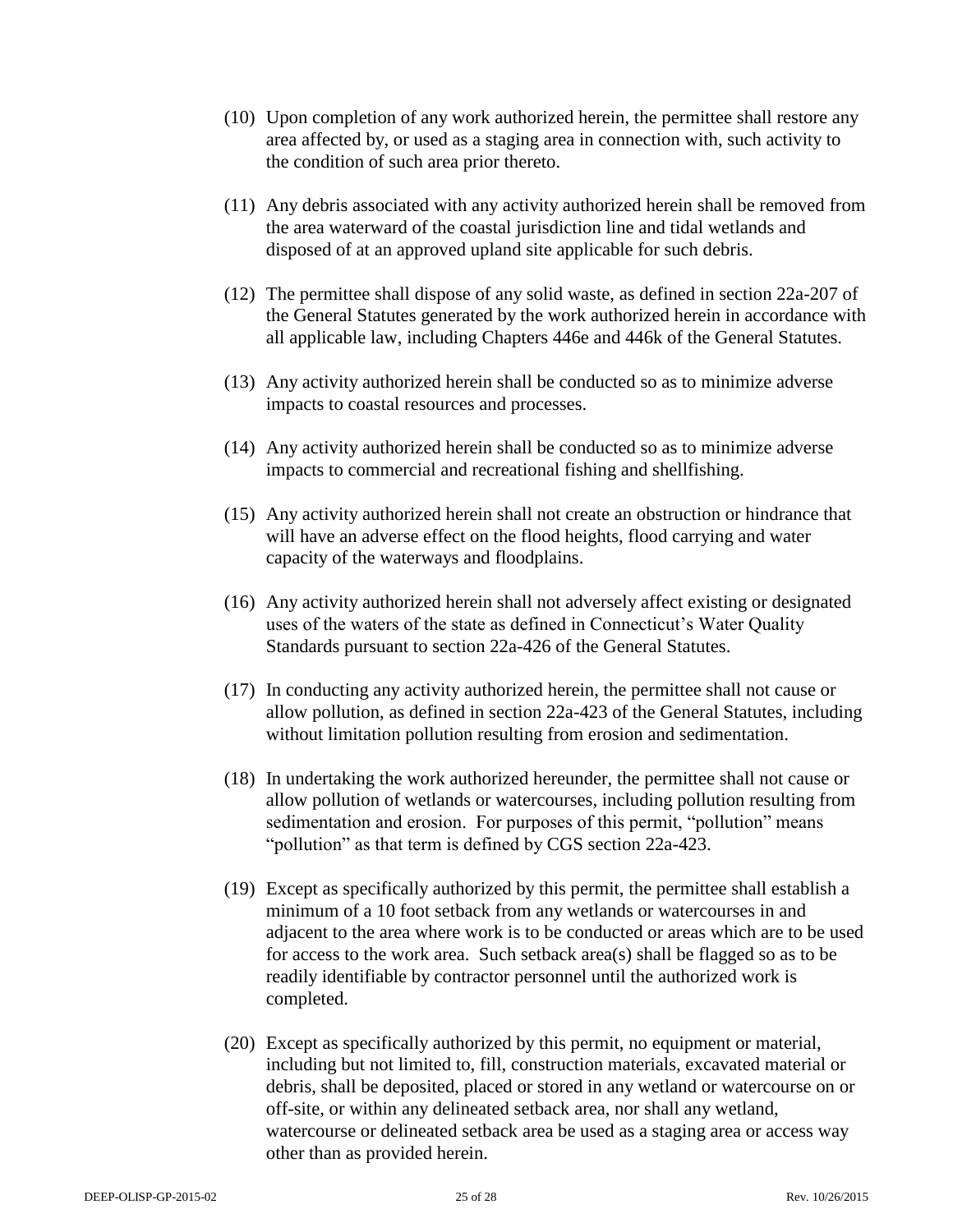(10) Upon completion of any work authorized herein, the permittee shall restore any area affected by, or used as a staging area in connection with, such activity to the condition of such area prior thereto.

(11) Any debris associated with any activity authorized herein shall be removed from the area waterward of the coastal jurisdiction line and tidal wetlands and disposed of at an approved upland site applicable for such debris.

(12) The permittee shall dispose of any solid waste, as defined in section 22a-207 of the General Statutes generated by the work authorized herein in accordance with all applicable law, including Chapters 446e and 446k of the General Statutes.

(13) Any activity authorized herein shall be conducted so as to minimize adverse impacts to coastal resources and processes.

(14) Any activity authorized herein shall be conducted so as to minimize adverse impacts to commercial and recreational fishing and shellfishing.

(15) Any activity authorized herein shall not create an obstruction or hindrance that will have an adverse effect on the flood heights, flood carrying and water capacity of the waterways and floodplains.

(16) Any activity authorized herein shall not adversely affect existing or designated uses of the waters of the state as defined in Connecticut's Water Quality Standards pursuant to section 22a-426 of the General Statutes.

(17) In conducting any activity authorized herein, the permittee shall not cause or allow pollution, as defined in section 22a-423 of the General Statutes, including without limitation pollution resulting from erosion and sedimentation.

(18) In undertaking the work authorized hereunder, the permittee shall not cause or allow pollution of wetlands or watercourses, including pollution resulting from sedimentation and erosion. For purposes of this permit, "pollution" means "pollution" as that term is defined by CGS section 22a-423.

(19) Except as specifically authorized by this permit, the permittee shall establish a minimum of a 10 foot setback from any wetlands or watercourses in and adjacent to the area where work is to be conducted or areas which are to be used for access to the work area. Such setback area(s) shall be flagged so as to be readily identifiable by contractor personnel until the authorized work is completed.

(20) Except as specifically authorized by this permit, no equipment or material, including but not limited to, fill, construction materials, excavated material or debris, shall be deposited, placed or stored in any wetland or watercourse on or off-site, or within any delineated setback area, nor shall any wetland, watercourse or delineated setback area be used as a staging area or access way other than as provided herein.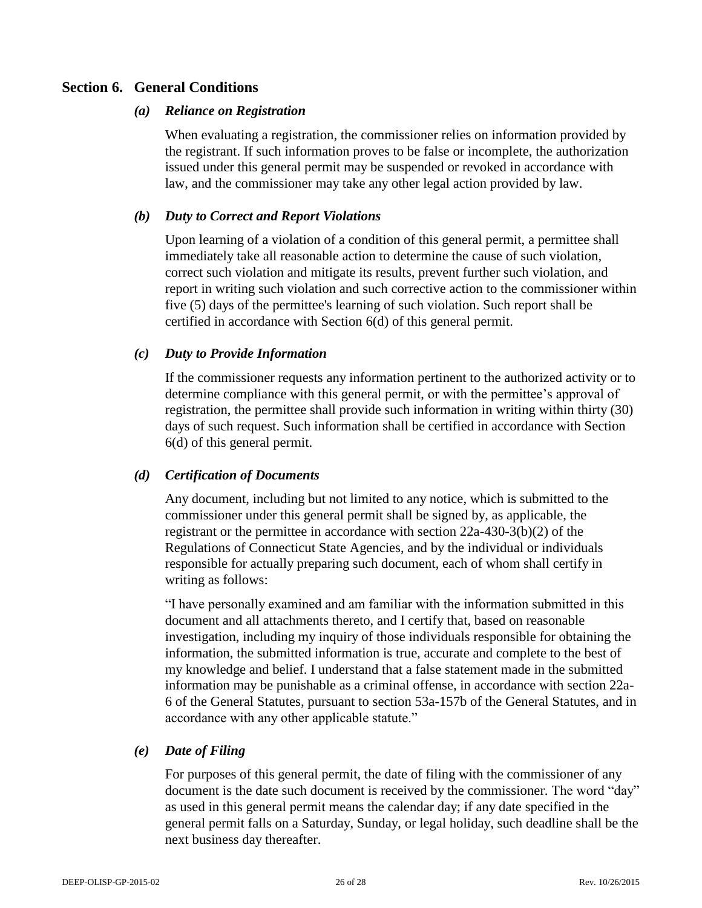## Section 6. General Conditions

### *(a) Reliance on Registration*

When evaluating a registration, the commissioner relies on information provided by the registrant. If such information proves to be false or incomplete, the authorization issued under this general permit may be suspended or revoked in accordance with law, and the commissioner may take any other legal action provided by law.

### *(b) Duty to Correct and Report Violations*

Upon learning of a violation of a condition of this general permit, a permittee shall immediately take all reasonable action to determine the cause of such violation, correct such violation and mitigate its results, prevent further such violation, and report in writing such violation and such corrective action to the commissioner within five (5) days of the permittee's learning of such violation. Such report shall be certified in accordance with Section 6(d) of this general permit.

### *(c) Duty to Provide Information*

If the commissioner requests any information pertinent to the authorized activity or to determine compliance with this general permit, or with the permittee's approval of registration, the permittee shall provide such information in writing within thirty (30) days of such request. Such information shall be certified in accordance with Section 6(d) of this general permit.

### *(d) Certification of Documents*

Any document, including but not limited to any notice, which is submitted to the commissioner under this general permit shall be signed by, as applicable, the registrant or the permittee in accordance with section 22a-430-3(b)(2) of the Regulations of Connecticut State Agencies, and by the individual or individuals responsible for actually preparing such document, each of whom shall certify in writing as follows:

"I have personally examined and am familiar with the information submitted in this document and all attachments thereto, and I certify that, based on reasonable investigation, including my inquiry of those individuals responsible for obtaining the information, the submitted information is true, accurate and complete to the best of my knowledge and belief. I understand that a false statement made in the submitted information may be punishable as a criminal offense, in accordance with section 22a-6 of the General Statutes, pursuant to section 53a-157b of the General Statutes, and in accordance with any other applicable statute."

### *(e) Date of Filing*

For purposes of this general permit, the date of filing with the commissioner of any document is the date such document is received by the commissioner. The word "day" as used in this general permit means the calendar day; if any date specified in the general permit falls on a Saturday, Sunday, or legal holiday, such deadline shall be the next business day thereafter.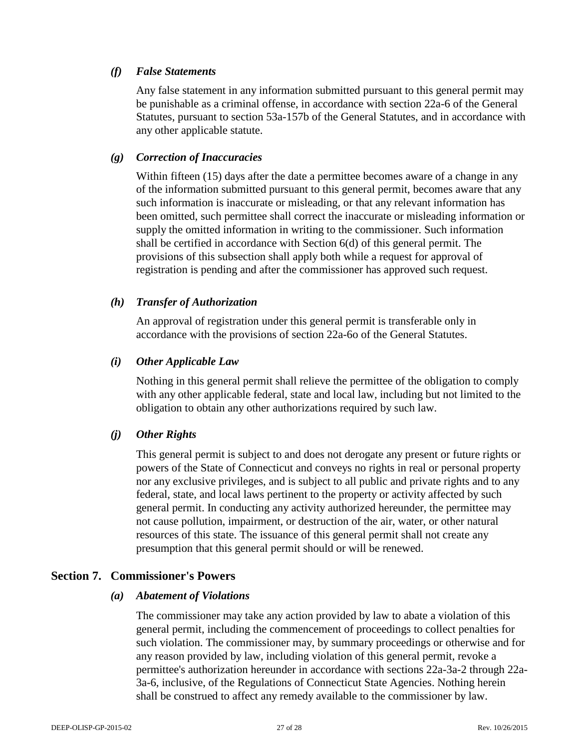### *(f) False Statements*

Any false statement in any information submitted pursuant to this general permit may be punishable as a criminal offense, in accordance with section 22a-6 of the General Statutes, pursuant to section 53a-157b of the General Statutes, and in accordance with any other applicable statute.

### *(g) Correction of Inaccuracies*

Within fifteen (15) days after the date a permittee becomes aware of a change in any of the information submitted pursuant to this general permit, becomes aware that any such information is inaccurate or misleading, or that any relevant information has been omitted, such permittee shall correct the inaccurate or misleading information or supply the omitted information in writing to the commissioner. Such information shall be certified in accordance with Section 6(d) of this general permit. The provisions of this subsection shall apply both while a request for approval of registration is pending and after the commissioner has approved such request.

### *(h) Transfer of Authorization*

An approval of registration under this general permit is transferable only in accordance with the provisions of section 22a-6o of the General Statutes.

### *(i) Other Applicable Law*

Nothing in this general permit shall relieve the permittee of the obligation to comply with any other applicable federal, state and local law, including but not limited to the obligation to obtain any other authorizations required by such law.

### *(j) Other Rights*

This general permit is subject to and does not derogate any present or future rights or powers of the State of Connecticut and conveys no rights in real or personal property nor any exclusive privileges, and is subject to all public and private rights and to any federal, state, and local laws pertinent to the property or activity affected by such general permit. In conducting any activity authorized hereunder, the permittee may not cause pollution, impairment, or destruction of the air, water, or other natural resources of this state. The issuance of this general permit shall not create any presumption that this general permit should or will be renewed.

## Section 7. Commissioner's Powers

### *(a) Abatement of Violations*

The commissioner may take any action provided by law to abate a violation of this general permit, including the commencement of proceedings to collect penalties for such violation. The commissioner may, by summary proceedings or otherwise and for any reason provided by law, including violation of this general permit, revoke a permittee's authorization hereunder in accordance with sections 22a-3a-2 through 22a-3a-6, inclusive, of the Regulations of Connecticut State Agencies. Nothing herein shall be construed to affect any remedy available to the commissioner by law.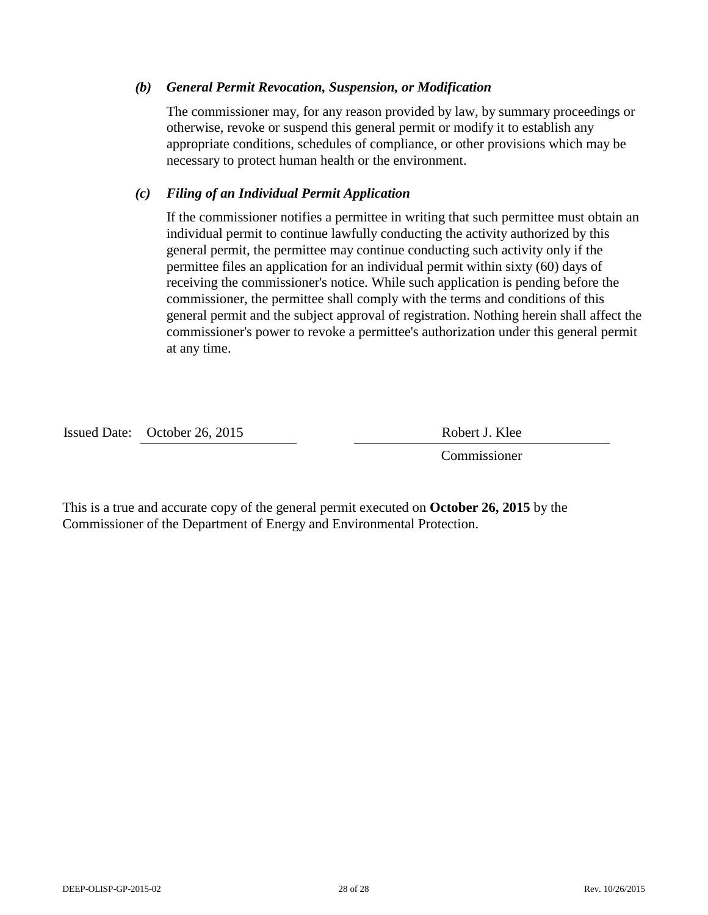***(b) General Permit Revocation, Suspension, or Modification***

The commissioner may, for any reason provided by law, by summary proceedings or otherwise, revoke or suspend this general permit or modify it to establish any appropriate conditions, schedules of compliance, or other provisions which may be necessary to protect human health or the environment.

***(c) Filing of an Individual Permit Application***

If the commissioner notifies a permittee in writing that such permittee must obtain an individual permit to continue lawfully conducting the activity authorized by this general permit, the permittee may continue conducting such activity only if the permittee files an application for an individual permit within sixty (60) days of receiving the commissioner's notice. While such application is pending before the commissioner, the permittee shall comply with the terms and conditions of this general permit and the subject approval of registration. Nothing herein shall affect the commissioner's power to revoke a permittee's authorization under this general permit at any time.

Issued Date: October 26, 2015

Robert J. Klee
Commissioner

This is a true and accurate copy of the general permit executed on **October 26, 2015** by the Commissioner of the Department of Energy and Environmental Protection.